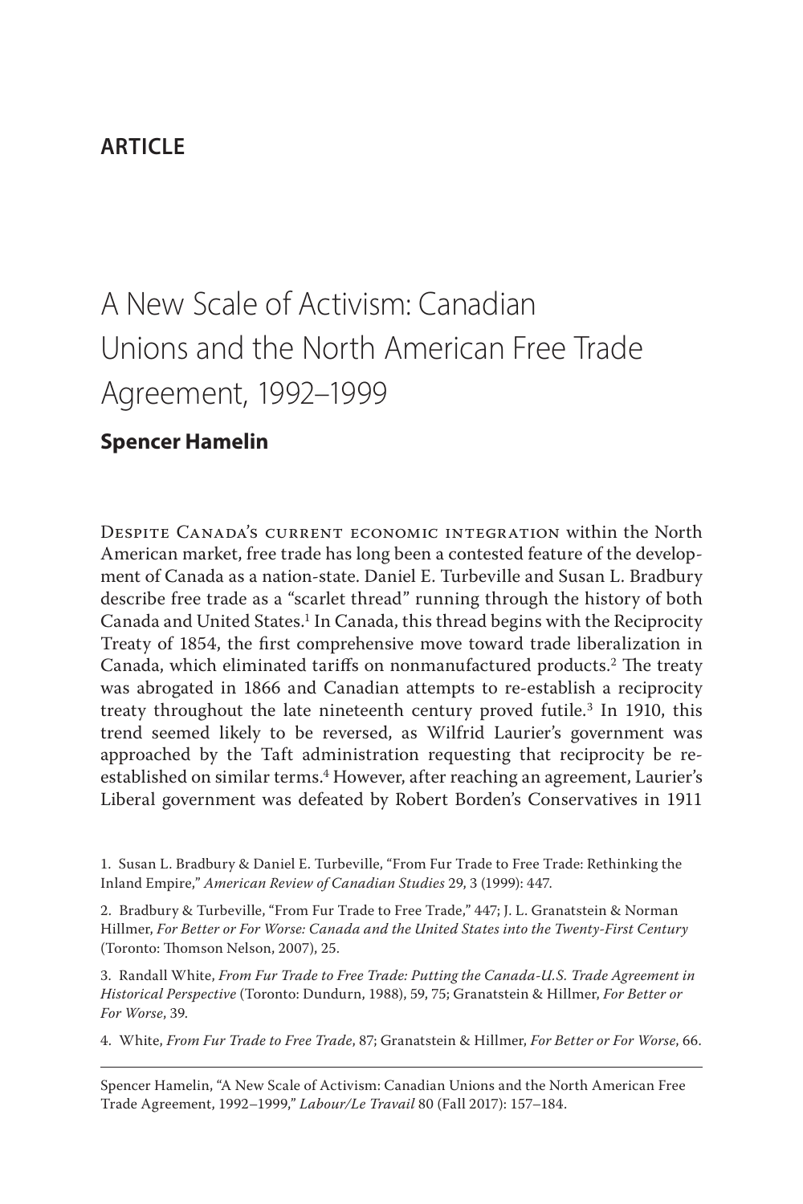**ARTICLE**

# A New Scale of Activism: Canadian Unions and the North American Free Trade Agreement, 1992–1999

**Spencer Hamelin**

Despite Canada's current economic integration within the North American market, free trade has long been a contested feature of the development of Canada as a nation-state. Daniel E. Turbeville and Susan L. Bradbury describe free trade as a "scarlet thread" running through the history of both Canada and United States.[1] In Canada, this thread begins with the Reciprocity Treaty of 1854, the first comprehensive move toward trade liberalization in Canada, which eliminated tariffs on nonmanufactured products.[2] The treaty was abrogated in 1866 and Canadian attempts to re-establish a reciprocity treaty throughout the late nineteenth century proved futile.[3] In 1910, this trend seemed likely to be reversed, as Wilfrid Laurier's government was approached by the Taft administration requesting that reciprocity be re-established on similar terms.[4] However, after reaching an agreement, Laurier's Liberal government was defeated by Robert Borden's Conservatives in 1911

1. Susan L. Bradbury & Daniel E. Turbeville, "From Fur Trade to Free Trade: Rethinking the Inland Empire," *American Review of Canadian Studies* 29, 3 (1999): 447.

2. Bradbury & Turbeville, "From Fur Trade to Free Trade," 447; J. L. Granatstein & Norman Hillmer, *For Better or For Worse: Canada and the United States into the Twenty-First Century* (Toronto: Thomson Nelson, 2007), 25.

3. Randall White, *From Fur Trade to Free Trade: Putting the Canada-U.S. Trade Agreement in Historical Perspective* (Toronto: Dundurn, 1988), 59, 75; Granatstein & Hillmer, *For Better or For Worse*, 39.

4. White, *From Fur Trade to Free Trade*, 87; Granatstein & Hillmer, *For Better or For Worse*, 66.

Spencer Hamelin, "A New Scale of Activism: Canadian Unions and the North American Free Trade Agreement, 1992–1999," *Labour/Le Travail* 80 (Fall 2017): 157–184.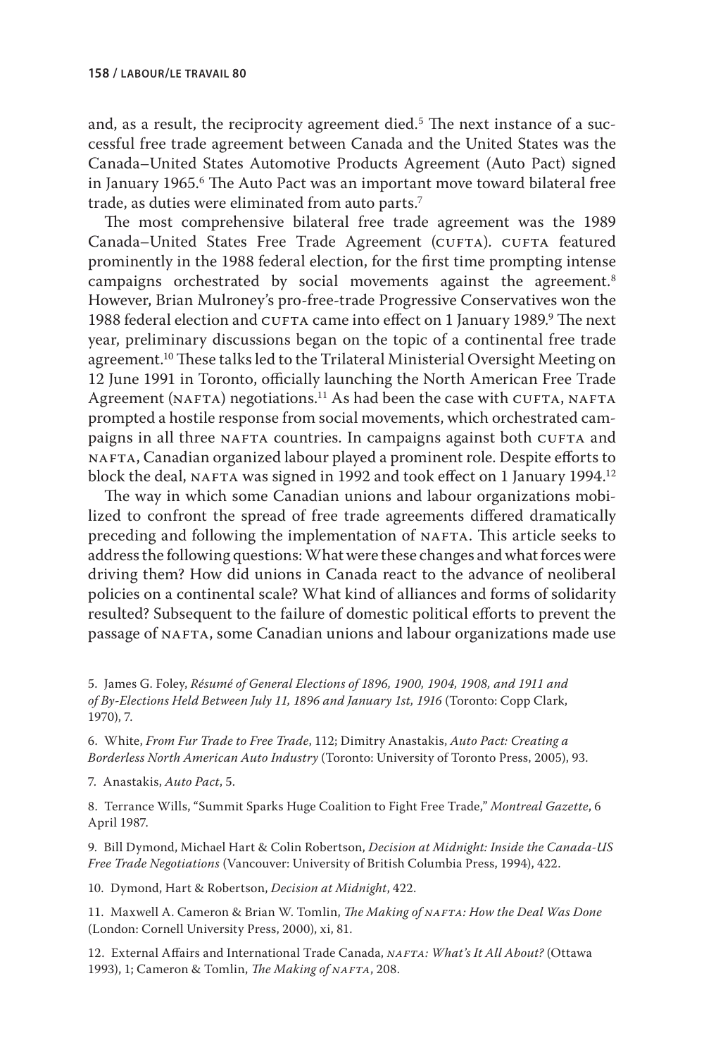and, as a result, the reciprocity agreement died.[5] The next instance of a successful free trade agreement between Canada and the United States was the Canada–United States Automotive Products Agreement (Auto Pact) signed in January 1965.[6] The Auto Pact was an important move toward bilateral free trade, as duties were eliminated from auto parts.[7]

The most comprehensive bilateral free trade agreement was the 1989 Canada–United States Free Trade Agreement (CUFTA). CUFTA featured prominently in the 1988 federal election, for the first time prompting intense campaigns orchestrated by social movements against the agreement.[8] However, Brian Mulroney's pro-free-trade Progressive Conservatives won the 1988 federal election and CUFTA came into effect on 1 January 1989.[9] The next year, preliminary discussions began on the topic of a continental free trade agreement.[10] These talks led to the Trilateral Ministerial Oversight Meeting on 12 June 1991 in Toronto, officially launching the North American Free Trade Agreement (NAFTA) negotiations.[11] As had been the case with CUFTA, NAFTA prompted a hostile response from social movements, which orchestrated campaigns in all three NAFTA countries. In campaigns against both CUFTA and NAFTA, Canadian organized labour played a prominent role. Despite efforts to block the deal, NAFTA was signed in 1992 and took effect on 1 January 1994.[12]

The way in which some Canadian unions and labour organizations mobilized to confront the spread of free trade agreements differed dramatically preceding and following the implementation of NAFTA. This article seeks to address the following questions: What were these changes and what forces were driving them? How did unions in Canada react to the advance of neoliberal policies on a continental scale? What kind of alliances and forms of solidarity resulted? Subsequent to the failure of domestic political efforts to prevent the passage of NAFTA, some Canadian unions and labour organizations made use

5. James G. Foley, *Résumé of General Elections of 1896, 1900, 1904, 1908, and 1911 and of By-Elections Held Between July 11, 1896 and January 1st, 1916* (Toronto: Copp Clark, 1970), 7.

6. White, *From Fur Trade to Free Trade*, 112; Dimitry Anastakis, *Auto Pact: Creating a Borderless North American Auto Industry* (Toronto: University of Toronto Press, 2005), 93.

7. Anastakis, *Auto Pact*, 5.

8. Terrance Wills, "Summit Sparks Huge Coalition to Fight Free Trade," *Montreal Gazette*, 6 April 1987.

9. Bill Dymond, Michael Hart & Colin Robertson, *Decision at Midnight: Inside the Canada-US Free Trade Negotiations* (Vancouver: University of British Columbia Press, 1994), 422.

10. Dymond, Hart & Robertson, *Decision at Midnight*, 422.

11. Maxwell A. Cameron & Brian W. Tomlin, *The Making of NAFTA: How the Deal Was Done* (London: Cornell University Press, 2000), xi, 81.

12. External Affairs and International Trade Canada, *NAFTA: What's It All About?* (Ottawa 1993), 1; Cameron & Tomlin, *The Making of NAFTA*, 208.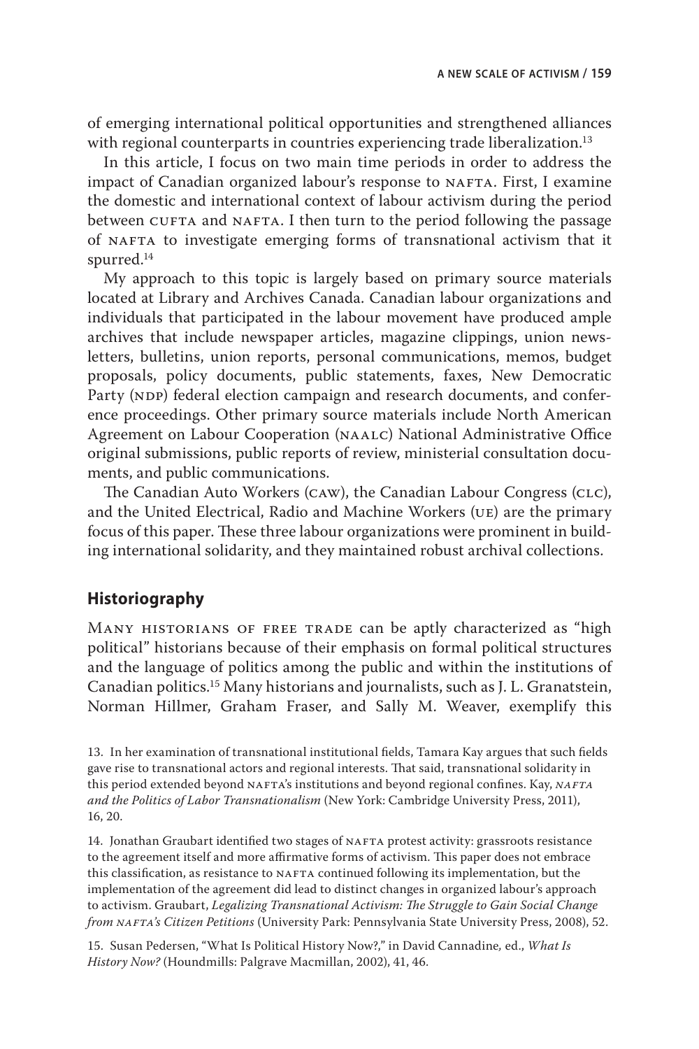of emerging international political opportunities and strengthened alliances with regional counterparts in countries experiencing trade liberalization.[13]

In this article, I focus on two main time periods in order to address the impact of Canadian organized labour's response to NAFTA. First, I examine the domestic and international context of labour activism during the period between CUFTA and NAFTA. I then turn to the period following the passage of NAFTA to investigate emerging forms of transnational activism that it spurred.[14]

My approach to this topic is largely based on primary source materials located at Library and Archives Canada. Canadian labour organizations and individuals that participated in the labour movement have produced ample archives that include newspaper articles, magazine clippings, union newsletters, bulletins, union reports, personal communications, memos, budget proposals, policy documents, public statements, faxes, New Democratic Party (NDP) federal election campaign and research documents, and conference proceedings. Other primary source materials include North American Agreement on Labour Cooperation (NAALC) National Administrative Office original submissions, public reports of review, ministerial consultation documents, and public communications.

The Canadian Auto Workers (CAW), the Canadian Labour Congress (CLC), and the United Electrical, Radio and Machine Workers (UE) are the primary focus of this paper. These three labour organizations were prominent in building international solidarity, and they maintained robust archival collections.

## Historiography

Many historians of free trade can be aptly characterized as "high political" historians because of their emphasis on formal political structures and the language of politics among the public and within the institutions of Canadian politics.[15] Many historians and journalists, such as J. L. Granatstein, Norman Hillmer, Graham Fraser, and Sally M. Weaver, exemplify this

13. In her examination of transnational institutional fields, Tamara Kay argues that such fields gave rise to transnational actors and regional interests. That said, transnational solidarity in this period extended beyond NAFTA's institutions and beyond regional confines. Kay, *NAFTA and the Politics of Labor Transnationalism* (New York: Cambridge University Press, 2011), 16, 20.

14. Jonathan Graubart identified two stages of NAFTA protest activity: grassroots resistance to the agreement itself and more affirmative forms of activism. This paper does not embrace this classification, as resistance to NAFTA continued following its implementation, but the implementation of the agreement did lead to distinct changes in organized labour's approach to activism. Graubart, *Legalizing Transnational Activism: The Struggle to Gain Social Change from NAFTA's Citizen Petitions* (University Park: Pennsylvania State University Press, 2008), 52.

15. Susan Pedersen, "What Is Political History Now?," in David Cannadine, ed., *What Is History Now?* (Houndmills: Palgrave Macmillan, 2002), 41, 46.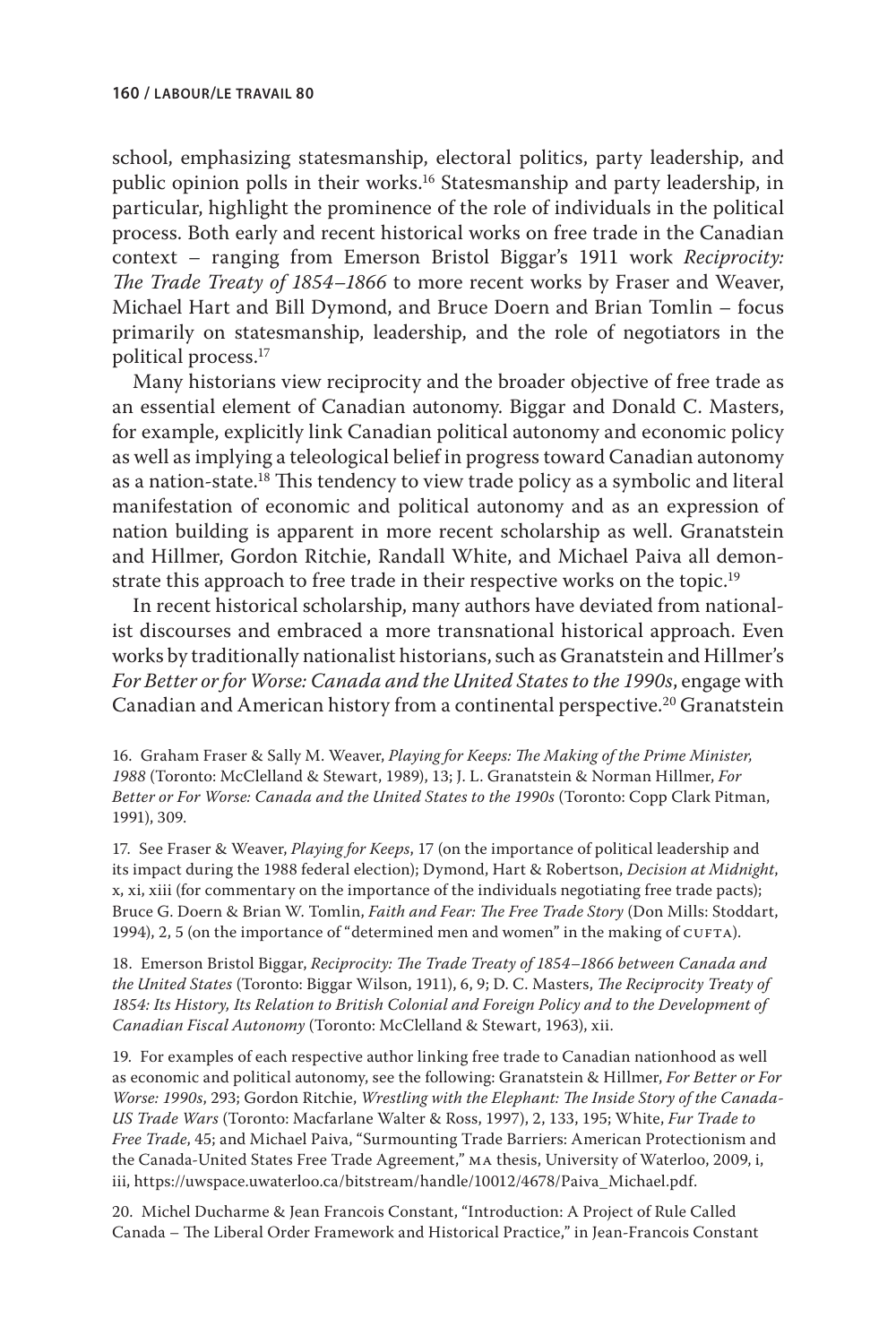school, emphasizing statesmanship, electoral politics, party leadership, and public opinion polls in their works.[16] Statesmanship and party leadership, in particular, highlight the prominence of the role of individuals in the political process. Both early and recent historical works on free trade in the Canadian context – ranging from Emerson Bristol Biggar's 1911 work *Reciprocity: The Trade Treaty of 1854–1866* to more recent works by Fraser and Weaver, Michael Hart and Bill Dymond, and Bruce Doern and Brian Tomlin – focus primarily on statesmanship, leadership, and the role of negotiators in the political process.[17]

Many historians view reciprocity and the broader objective of free trade as an essential element of Canadian autonomy. Biggar and Donald C. Masters, for example, explicitly link Canadian political autonomy and economic policy as well as implying a teleological belief in progress toward Canadian autonomy as a nation-state.[18] This tendency to view trade policy as a symbolic and literal manifestation of economic and political autonomy and as an expression of nation building is apparent in more recent scholarship as well. Granatstein and Hillmer, Gordon Ritchie, Randall White, and Michael Paiva all demonstrate this approach to free trade in their respective works on the topic.[19]

In recent historical scholarship, many authors have deviated from nationalist discourses and embraced a more transnational historical approach. Even works by traditionally nationalist historians, such as Granatstein and Hillmer's *For Better or for Worse: Canada and the United States to the 1990s*, engage with Canadian and American history from a continental perspective.[20] Granatstein

16. Graham Fraser & Sally M. Weaver, *Playing for Keeps: The Making of the Prime Minister, 1988* (Toronto: McClelland & Stewart, 1989), 13; J. L. Granatstein & Norman Hillmer, *For Better or For Worse: Canada and the United States to the 1990s* (Toronto: Copp Clark Pitman, 1991), 309.

17. See Fraser & Weaver, *Playing for Keeps*, 17 (on the importance of political leadership and its impact during the 1988 federal election); Dymond, Hart & Robertson, *Decision at Midnight*, x, xi, xiii (for commentary on the importance of the individuals negotiating free trade pacts); Bruce G. Doern & Brian W. Tomlin, *Faith and Fear: The Free Trade Story* (Don Mills: Stoddart, 1994), 2, 5 (on the importance of "determined men and women" in the making of CUFTA).

18. Emerson Bristol Biggar, *Reciprocity: The Trade Treaty of 1854–1866 between Canada and the United States* (Toronto: Biggar Wilson, 1911), 6, 9; D. C. Masters, *The Reciprocity Treaty of 1854: Its History, Its Relation to British Colonial and Foreign Policy and to the Development of Canadian Fiscal Autonomy* (Toronto: McClelland & Stewart, 1963), xii.

19. For examples of each respective author linking free trade to Canadian nationhood as well as economic and political autonomy, see the following: Granatstein & Hillmer, *For Better or For Worse: 1990s*, 293; Gordon Ritchie, *Wrestling with the Elephant: The Inside Story of the Canada-US Trade Wars* (Toronto: Macfarlane Walter & Ross, 1997), 2, 133, 195; White, *Fur Trade to Free Trade*, 45; and Michael Paiva, "Surmounting Trade Barriers: American Protectionism and the Canada-United States Free Trade Agreement," MA thesis, University of Waterloo, 2009, i, iii, https://uwspace.uwaterloo.ca/bitstream/handle/10012/4678/Paiva_Michael.pdf.

20. Michel Ducharme & Jean Francois Constant, "Introduction: A Project of Rule Called Canada – The Liberal Order Framework and Historical Practice," in Jean-Francois Constant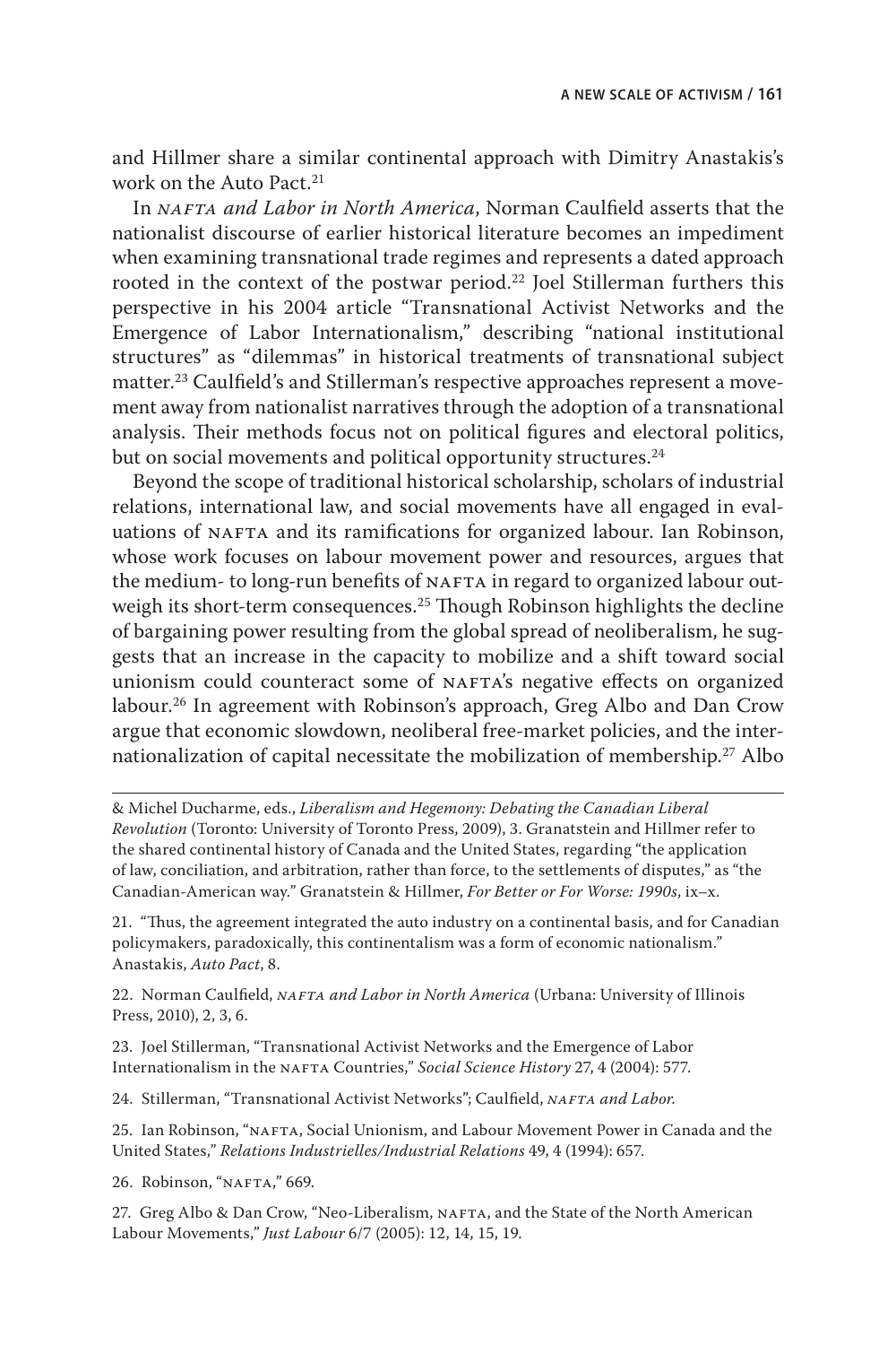and Hillmer share a similar continental approach with Dimitry Anastakis's work on the Auto Pact.[21]

In *NAFTA and Labor in North America*, Norman Caulfield asserts that the nationalist discourse of earlier historical literature becomes an impediment when examining transnational trade regimes and represents a dated approach rooted in the context of the postwar period.[22] Joel Stillerman furthers this perspective in his 2004 article "Transnational Activist Networks and the Emergence of Labor Internationalism," describing "national institutional structures" as "dilemmas" in historical treatments of transnational subject matter.[23] Caulfield's and Stillerman's respective approaches represent a movement away from nationalist narratives through the adoption of a transnational analysis. Their methods focus not on political figures and electoral politics, but on social movements and political opportunity structures.[24]

Beyond the scope of traditional historical scholarship, scholars of industrial relations, international law, and social movements have all engaged in evaluations of NAFTA and its ramifications for organized labour. Ian Robinson, whose work focuses on labour movement power and resources, argues that the medium- to long-run benefits of NAFTA in regard to organized labour outweigh its short-term consequences.[25] Though Robinson highlights the decline of bargaining power resulting from the global spread of neoliberalism, he suggests that an increase in the capacity to mobilize and a shift toward social unionism could counteract some of NAFTA's negative effects on organized labour.[26] In agreement with Robinson's approach, Greg Albo and Dan Crow argue that economic slowdown, neoliberal free-market policies, and the internationalization of capital necessitate the mobilization of membership.[27] Albo

---

& Michel Ducharme, eds., *Liberalism and Hegemony: Debating the Canadian Liberal Revolution* (Toronto: University of Toronto Press, 2009), 3. Granatstein and Hillmer refer to the shared continental history of Canada and the United States, regarding "the application of law, conciliation, and arbitration, rather than force, to the settlements of disputes," as "the Canadian-American way." Granatstein & Hillmer, *For Better or For Worse: 1990s*, ix–x.

21. "Thus, the agreement integrated the auto industry on a continental basis, and for Canadian policymakers, paradoxically, this continentalism was a form of economic nationalism." Anastakis, *Auto Pact*, 8.

22. Norman Caulfield, *NAFTA and Labor in North America* (Urbana: University of Illinois Press, 2010), 2, 3, 6.

23. Joel Stillerman, "Transnational Activist Networks and the Emergence of Labor Internationalism in the NAFTA Countries," *Social Science History* 27, 4 (2004): 577.

24. Stillerman, "Transnational Activist Networks"; Caulfield, *NAFTA and Labor.*

25. Ian Robinson, "NAFTA, Social Unionism, and Labour Movement Power in Canada and the United States," *Relations Industrielles/Industrial Relations* 49, 4 (1994): 657.

26. Robinson, "NAFTA," 669.

27. Greg Albo & Dan Crow, "Neo-Liberalism, NAFTA, and the State of the North American Labour Movements," *Just Labour* 6/7 (2005): 12, 14, 15, 19.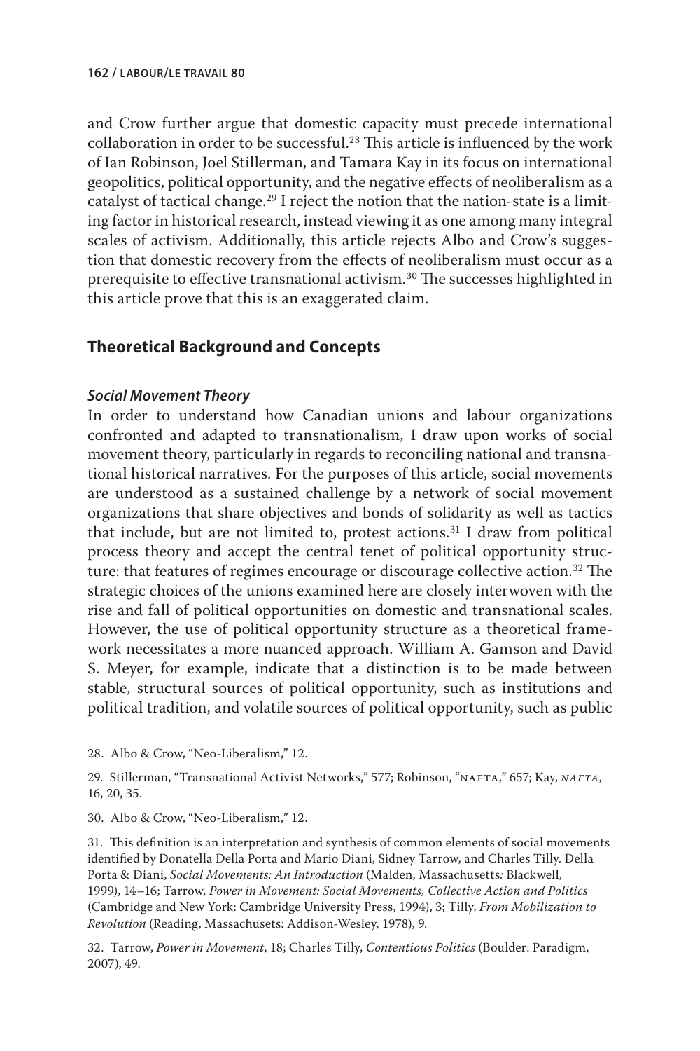and Crow further argue that domestic capacity must precede international collaboration in order to be successful.[28] This article is influenced by the work of Ian Robinson, Joel Stillerman, and Tamara Kay in its focus on international geopolitics, political opportunity, and the negative effects of neoliberalism as a catalyst of tactical change.[29] I reject the notion that the nation-state is a limiting factor in historical research, instead viewing it as one among many integral scales of activism. Additionally, this article rejects Albo and Crow's suggestion that domestic recovery from the effects of neoliberalism must occur as a prerequisite to effective transnational activism.[30] The successes highlighted in this article prove that this is an exaggerated claim.

## Theoretical Background and Concepts

### *Social Movement Theory*

In order to understand how Canadian unions and labour organizations confronted and adapted to transnationalism, I draw upon works of social movement theory, particularly in regards to reconciling national and transnational historical narratives. For the purposes of this article, social movements are understood as a sustained challenge by a network of social movement organizations that share objectives and bonds of solidarity as well as tactics that include, but are not limited to, protest actions.[31] I draw from political process theory and accept the central tenet of political opportunity structure: that features of regimes encourage or discourage collective action.[32] The strategic choices of the unions examined here are closely interwoven with the rise and fall of political opportunities on domestic and transnational scales. However, the use of political opportunity structure as a theoretical framework necessitates a more nuanced approach. William A. Gamson and David S. Meyer, for example, indicate that a distinction is to be made between stable, structural sources of political opportunity, such as institutions and political tradition, and volatile sources of political opportunity, such as public

28. Albo & Crow, "Neo-Liberalism," 12.

29. Stillerman, "Transnational Activist Networks," 577; Robinson, "NAFTA," 657; Kay, *NAFTA*, 16, 20, 35.

30. Albo & Crow, "Neo-Liberalism," 12.

31. This definition is an interpretation and synthesis of common elements of social movements identified by Donatella Della Porta and Mario Diani, Sidney Tarrow, and Charles Tilly. Della Porta & Diani, *Social Movements: An Introduction* (Malden, Massachusetts: Blackwell, 1999), 14–16; Tarrow, *Power in Movement: Social Movements, Collective Action and Politics* (Cambridge and New York: Cambridge University Press, 1994), 3; Tilly, *From Mobilization to Revolution* (Reading, Massachusets: Addison-Wesley, 1978), 9.

32. Tarrow, *Power in Movement*, 18; Charles Tilly, *Contentious Politics* (Boulder: Paradigm, 2007), 49.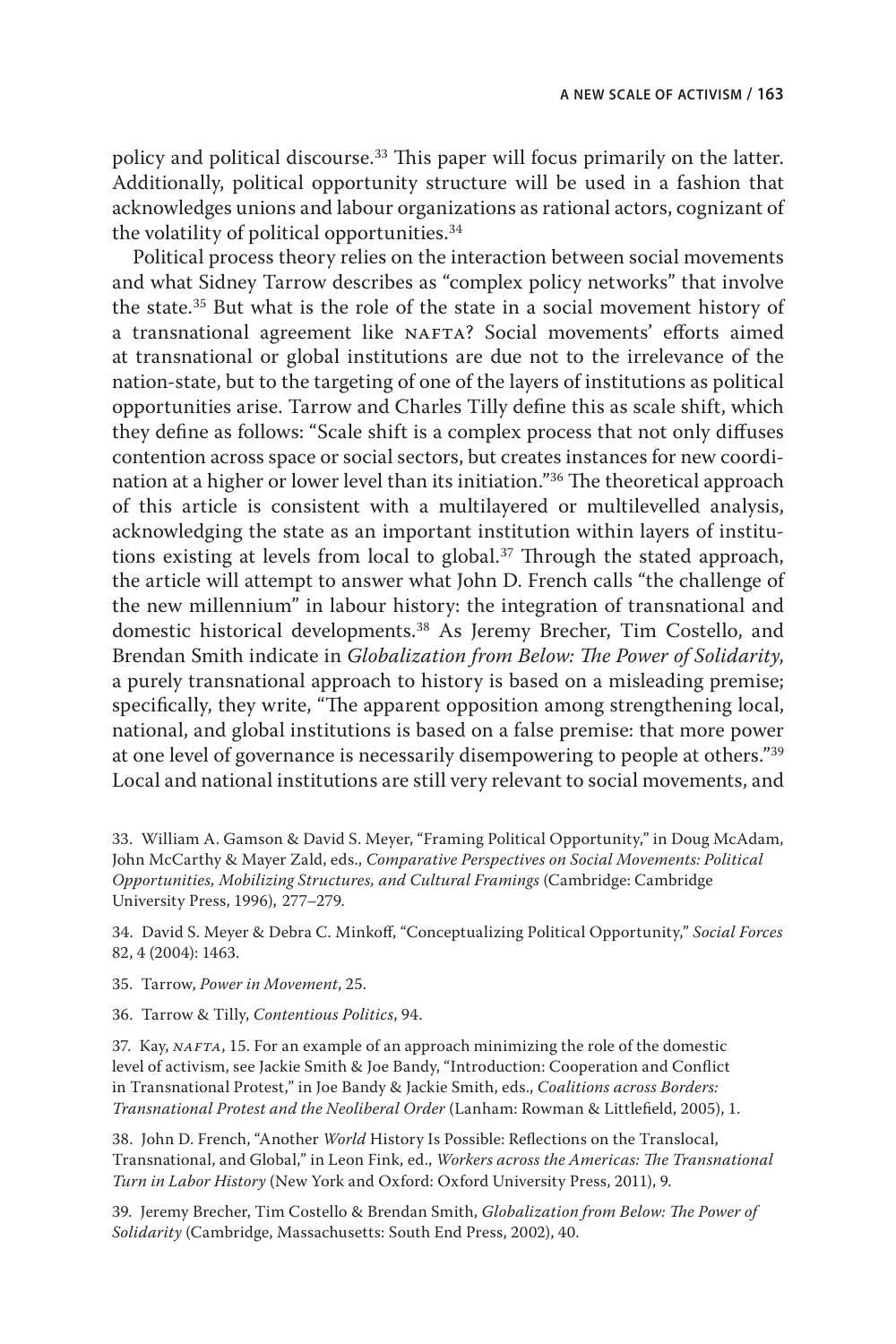policy and political discourse.[33] This paper will focus primarily on the latter. Additionally, political opportunity structure will be used in a fashion that acknowledges unions and labour organizations as rational actors, cognizant of the volatility of political opportunities.[34]

Political process theory relies on the interaction between social movements and what Sidney Tarrow describes as "complex policy networks" that involve the state.[35] But what is the role of the state in a social movement history of a transnational agreement like NAFTA? Social movements' efforts aimed at transnational or global institutions are due not to the irrelevance of the nation-state, but to the targeting of one of the layers of institutions as political opportunities arise. Tarrow and Charles Tilly define this as scale shift, which they define as follows: "Scale shift is a complex process that not only diffuses contention across space or social sectors, but creates instances for new coordination at a higher or lower level than its initiation."[36] The theoretical approach of this article is consistent with a multilayered or multilevelled analysis, acknowledging the state as an important institution within layers of institutions existing at levels from local to global.[37] Through the stated approach, the article will attempt to answer what John D. French calls "the challenge of the new millennium" in labour history: the integration of transnational and domestic historical developments.[38] As Jeremy Brecher, Tim Costello, and Brendan Smith indicate in *Globalization from Below: The Power of Solidarity*, a purely transnational approach to history is based on a misleading premise; specifically, they write, "The apparent opposition among strengthening local, national, and global institutions is based on a false premise: that more power at one level of governance is necessarily disempowering to people at others."[39] Local and national institutions are still very relevant to social movements, and

33. William A. Gamson & David S. Meyer, "Framing Political Opportunity," in Doug McAdam, John McCarthy & Mayer Zald, eds., *Comparative Perspectives on Social Movements: Political Opportunities, Mobilizing Structures, and Cultural Framings* (Cambridge: Cambridge University Press, 1996), 277–279.

34. David S. Meyer & Debra C. Minkoff, "Conceptualizing Political Opportunity," *Social Forces* 82, 4 (2004): 1463.

35. Tarrow, *Power in Movement*, 25.

36. Tarrow & Tilly, *Contentious Politics*, 94.

37. Kay, *NAFTA*, 15. For an example of an approach minimizing the role of the domestic level of activism, see Jackie Smith & Joe Bandy, "Introduction: Cooperation and Conflict in Transnational Protest," in Joe Bandy & Jackie Smith, eds., *Coalitions across Borders: Transnational Protest and the Neoliberal Order* (Lanham: Rowman & Littlefield, 2005), 1.

38. John D. French, "Another *World* History Is Possible: Reflections on the Translocal, Transnational, and Global," in Leon Fink, ed., *Workers across the Americas: The Transnational Turn in Labor History* (New York and Oxford: Oxford University Press, 2011), 9.

39. Jeremy Brecher, Tim Costello & Brendan Smith, *Globalization from Below: The Power of Solidarity* (Cambridge, Massachusetts: South End Press, 2002), 40.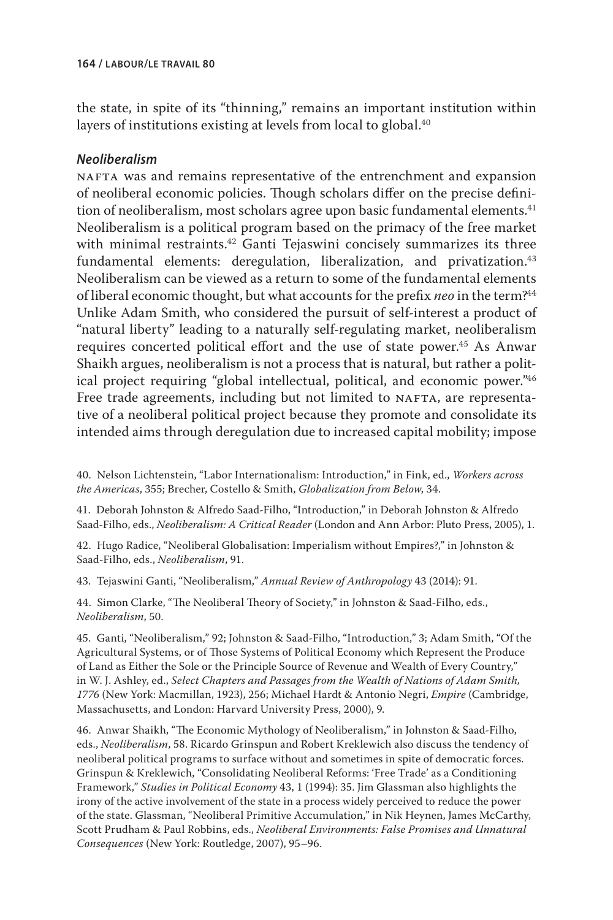the state, in spite of its "thinning," remains an important institution within layers of institutions existing at levels from local to global.[40]

### *Neoliberalism*

NAFTA was and remains representative of the entrenchment and expansion of neoliberal economic policies. Though scholars differ on the precise definition of neoliberalism, most scholars agree upon basic fundamental elements.[41] Neoliberalism is a political program based on the primacy of the free market with minimal restraints.[42] Ganti Tejaswini concisely summarizes its three fundamental elements: deregulation, liberalization, and privatization.[43] Neoliberalism can be viewed as a return to some of the fundamental elements of liberal economic thought, but what accounts for the prefix *neo* in the term?[44] Unlike Adam Smith, who considered the pursuit of self-interest a product of "natural liberty" leading to a naturally self-regulating market, neoliberalism requires concerted political effort and the use of state power.[45] As Anwar Shaikh argues, neoliberalism is not a process that is natural, but rather a political project requiring "global intellectual, political, and economic power."[46] Free trade agreements, including but not limited to NAFTA, are representative of a neoliberal political project because they promote and consolidate its intended aims through deregulation due to increased capital mobility; impose

40. Nelson Lichtenstein, "Labor Internationalism: Introduction," in Fink, ed., *Workers across the Americas*, 355; Brecher, Costello & Smith, *Globalization from Below*, 34.

41. Deborah Johnston & Alfredo Saad-Filho, "Introduction," in Deborah Johnston & Alfredo Saad-Filho, eds., *Neoliberalism: A Critical Reader* (London and Ann Arbor: Pluto Press, 2005), 1.

42. Hugo Radice, "Neoliberal Globalisation: Imperialism without Empires?," in Johnston & Saad-Filho, eds., *Neoliberalism*, 91.

43. Tejaswini Ganti, "Neoliberalism," *Annual Review of Anthropology* 43 (2014): 91.

44. Simon Clarke, "The Neoliberal Theory of Society," in Johnston & Saad-Filho, eds., *Neoliberalism*, 50.

45. Ganti, "Neoliberalism," 92; Johnston & Saad-Filho, "Introduction," 3; Adam Smith, "Of the Agricultural Systems, or of Those Systems of Political Economy which Represent the Produce of Land as Either the Sole or the Principle Source of Revenue and Wealth of Every Country," in W. J. Ashley, ed., *Select Chapters and Passages from the Wealth of Nations of Adam Smith, 1776* (New York: Macmillan, 1923), 256; Michael Hardt & Antonio Negri, *Empire* (Cambridge, Massachusetts, and London: Harvard University Press, 2000), 9.

46. Anwar Shaikh, "The Economic Mythology of Neoliberalism," in Johnston & Saad-Filho, eds., *Neoliberalism*, 58. Ricardo Grinspun and Robert Kreklewich also discuss the tendency of neoliberal political programs to surface without and sometimes in spite of democratic forces. Grinspun & Kreklewich, "Consolidating Neoliberal Reforms: 'Free Trade' as a Conditioning Framework," *Studies in Political Economy* 43, 1 (1994): 35. Jim Glassman also highlights the irony of the active involvement of the state in a process widely perceived to reduce the power of the state. Glassman, "Neoliberal Primitive Accumulation," in Nik Heynen, James McCarthy, Scott Prudham & Paul Robbins, eds., *Neoliberal Environments: False Promises and Unnatural Consequences* (New York: Routledge, 2007), 95–96.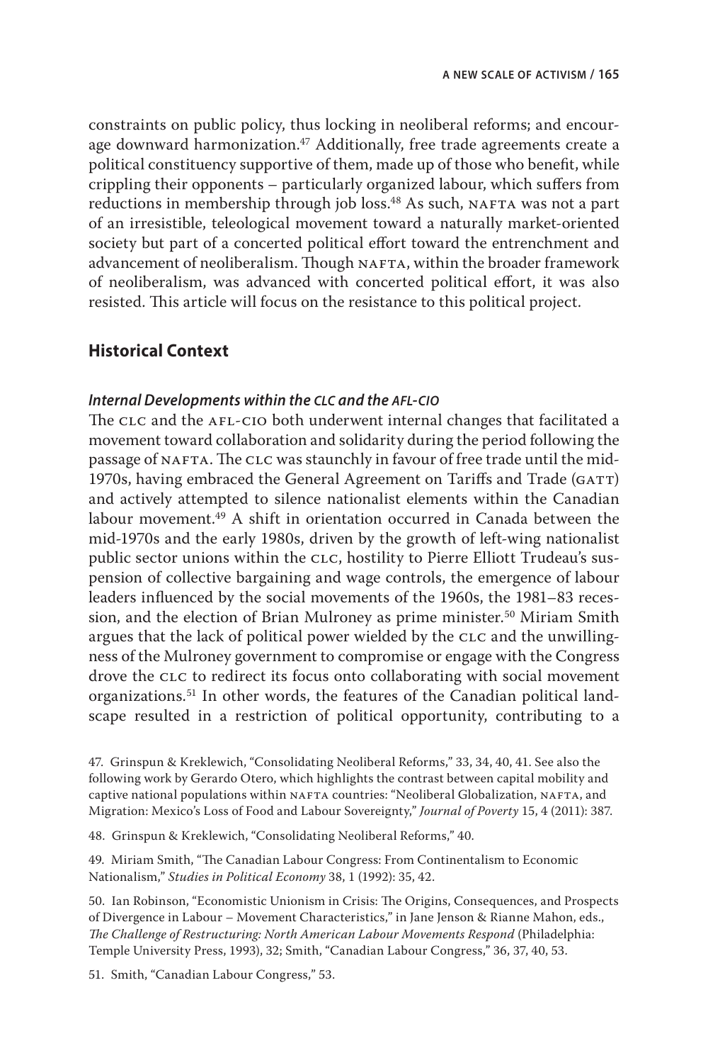constraints on public policy, thus locking in neoliberal reforms; and encourage downward harmonization.[47] Additionally, free trade agreements create a political constituency supportive of them, made up of those who benefit, while crippling their opponents – particularly organized labour, which suffers from reductions in membership through job loss.[48] As such, NAFTA was not a part of an irresistible, teleological movement toward a naturally market-oriented society but part of a concerted political effort toward the entrenchment and advancement of neoliberalism. Though NAFTA, within the broader framework of neoliberalism, was advanced with concerted political effort, it was also resisted. This article will focus on the resistance to this political project.

## Historical Context

### *Internal Developments within the CLC and the AFL-CIO*

The CLC and the AFL-CIO both underwent internal changes that facilitated a movement toward collaboration and solidarity during the period following the passage of NAFTA. The CLC was staunchly in favour of free trade until the mid-1970s, having embraced the General Agreement on Tariffs and Trade (GATT) and actively attempted to silence nationalist elements within the Canadian labour movement.[49] A shift in orientation occurred in Canada between the mid-1970s and the early 1980s, driven by the growth of left-wing nationalist public sector unions within the CLC, hostility to Pierre Elliott Trudeau's suspension of collective bargaining and wage controls, the emergence of labour leaders influenced by the social movements of the 1960s, the 1981–83 recession, and the election of Brian Mulroney as prime minister.[50] Miriam Smith argues that the lack of political power wielded by the CLC and the unwillingness of the Mulroney government to compromise or engage with the Congress drove the CLC to redirect its focus onto collaborating with social movement organizations.[51] In other words, the features of the Canadian political landscape resulted in a restriction of political opportunity, contributing to a

47. Grinspun & Kreklewich, "Consolidating Neoliberal Reforms," 33, 34, 40, 41. See also the following work by Gerardo Otero, which highlights the contrast between capital mobility and captive national populations within NAFTA countries: "Neoliberal Globalization, NAFTA, and Migration: Mexico's Loss of Food and Labour Sovereignty," *Journal of Poverty* 15, 4 (2011): 387.

48. Grinspun & Kreklewich, "Consolidating Neoliberal Reforms," 40.

49. Miriam Smith, "The Canadian Labour Congress: From Continentalism to Economic Nationalism," *Studies in Political Economy* 38, 1 (1992): 35, 42.

50. Ian Robinson, "Economistic Unionism in Crisis: The Origins, Consequences, and Prospects of Divergence in Labour – Movement Characteristics," in Jane Jenson & Rianne Mahon, eds., *The Challenge of Restructuring: North American Labour Movements Respond* (Philadelphia: Temple University Press, 1993), 32; Smith, "Canadian Labour Congress," 36, 37, 40, 53.

51. Smith, "Canadian Labour Congress," 53.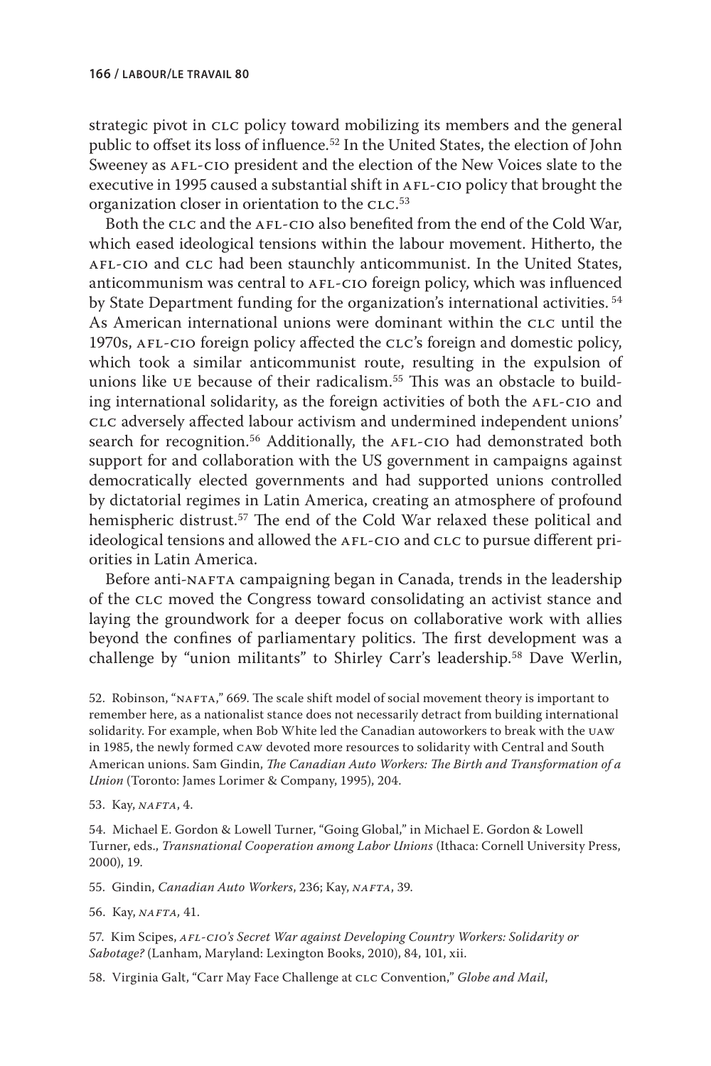strategic pivot in CLC policy toward mobilizing its members and the general public to offset its loss of influence.[52] In the United States, the election of John Sweeney as AFL-CIO president and the election of the New Voices slate to the executive in 1995 caused a substantial shift in AFL-CIO policy that brought the organization closer in orientation to the CLC.[53]

Both the CLC and the AFL-CIO also benefited from the end of the Cold War, which eased ideological tensions within the labour movement. Hitherto, the AFL-CIO and CLC had been staunchly anticommunist. In the United States, anticommunism was central to AFL-CIO foreign policy, which was influenced by State Department funding for the organization's international activities.[54] As American international unions were dominant within the CLC until the 1970s, AFL-CIO foreign policy affected the CLC's foreign and domestic policy, which took a similar anticommunist route, resulting in the expulsion of unions like UE because of their radicalism.[55] This was an obstacle to building international solidarity, as the foreign activities of both the AFL-CIO and CLC adversely affected labour activism and undermined independent unions' search for recognition.[56] Additionally, the AFL-CIO had demonstrated both support for and collaboration with the US government in campaigns against democratically elected governments and had supported unions controlled by dictatorial regimes in Latin America, creating an atmosphere of profound hemispheric distrust.[57] The end of the Cold War relaxed these political and ideological tensions and allowed the AFL-CIO and CLC to pursue different priorities in Latin America.

Before anti-NAFTA campaigning began in Canada, trends in the leadership of the CLC moved the Congress toward consolidating an activist stance and laying the groundwork for a deeper focus on collaborative work with allies beyond the confines of parliamentary politics. The first development was a challenge by "union militants" to Shirley Carr's leadership.[58] Dave Werlin,

52. Robinson, "NAFTA," 669. The scale shift model of social movement theory is important to remember here, as a nationalist stance does not necessarily detract from building international solidarity. For example, when Bob White led the Canadian autoworkers to break with the UAW in 1985, the newly formed CAW devoted more resources to solidarity with Central and South American unions. Sam Gindin, *The Canadian Auto Workers: The Birth and Transformation of a Union* (Toronto: James Lorimer & Company, 1995), 204.

53. Kay, *NAFTA*, 4.

54. Michael E. Gordon & Lowell Turner, "Going Global," in Michael E. Gordon & Lowell Turner, eds., *Transnational Cooperation among Labor Unions* (Ithaca: Cornell University Press, 2000), 19.

55. Gindin, *Canadian Auto Workers*, 236; Kay, *NAFTA*, 39.

56. Kay, *NAFTA*, 41.

57. Kim Scipes, *AFL-CIO's Secret War against Developing Country Workers: Solidarity or Sabotage?* (Lanham, Maryland: Lexington Books, 2010), 84, 101, xii.

58. Virginia Galt, "Carr May Face Challenge at CLC Convention," *Globe and Mail*,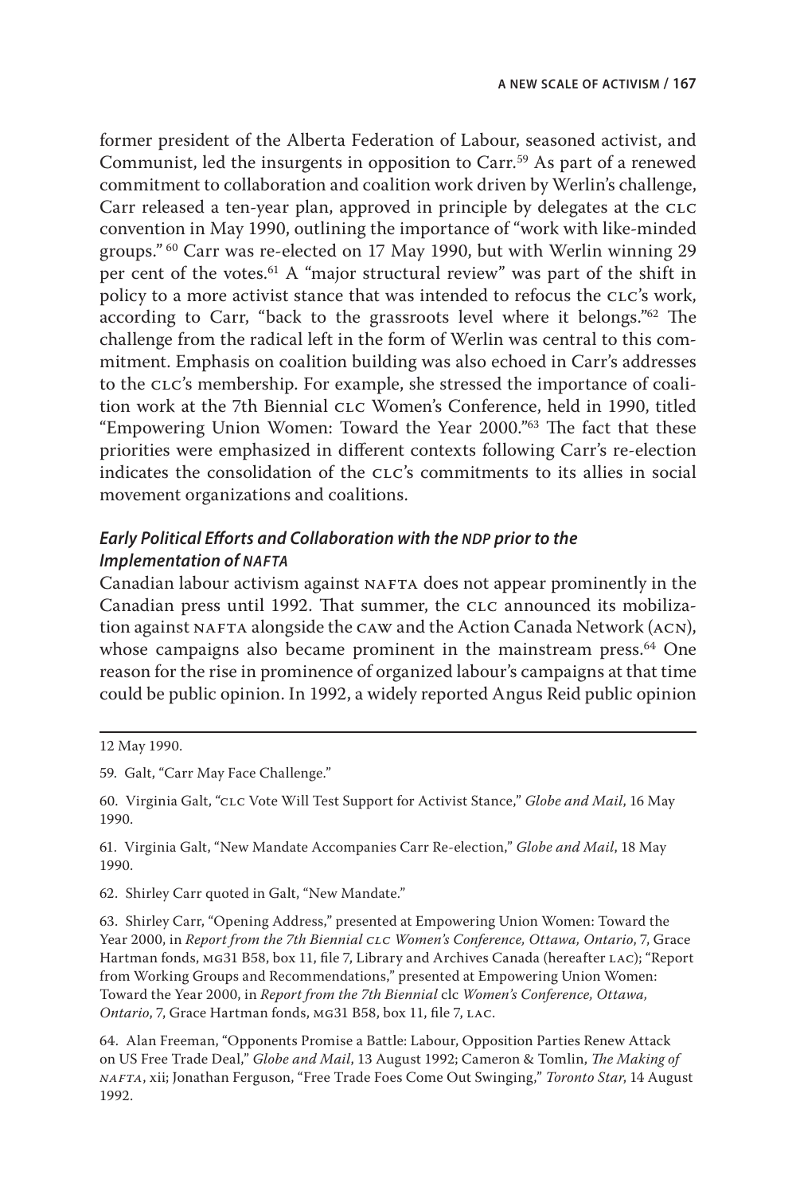former president of the Alberta Federation of Labour, seasoned activist, and Communist, led the insurgents in opposition to Carr.[59] As part of a renewed commitment to collaboration and coalition work driven by Werlin's challenge, Carr released a ten-year plan, approved in principle by delegates at the CLC convention in May 1990, outlining the importance of "work with like-minded groups."[60] Carr was re-elected on 17 May 1990, but with Werlin winning 29 per cent of the votes.[61] A "major structural review" was part of the shift in policy to a more activist stance that was intended to refocus the CLC's work, according to Carr, "back to the grassroots level where it belongs."[62] The challenge from the radical left in the form of Werlin was central to this commitment. Emphasis on coalition building was also echoed in Carr's addresses to the CLC's membership. For example, she stressed the importance of coalition work at the 7th Biennial CLC Women's Conference, held in 1990, titled "Empowering Union Women: Toward the Year 2000."[63] The fact that these priorities were emphasized in different contexts following Carr's re-election indicates the consolidation of the CLC's commitments to its allies in social movement organizations and coalitions.

### *Early Political Efforts and Collaboration with the NDP prior to the Implementation of NAFTA*

Canadian labour activism against NAFTA does not appear prominently in the Canadian press until 1992. That summer, the CLC announced its mobilization against NAFTA alongside the CAW and the Action Canada Network (ACN), whose campaigns also became prominent in the mainstream press.[64] One reason for the rise in prominence of organized labour's campaigns at that time could be public opinion. In 1992, a widely reported Angus Reid public opinion

---

12 May 1990.

59. Galt, "Carr May Face Challenge."

60. Virginia Galt, "CLC Vote Will Test Support for Activist Stance," *Globe and Mail*, 16 May 1990.

61. Virginia Galt, "New Mandate Accompanies Carr Re-election," *Globe and Mail*, 18 May 1990.

62. Shirley Carr quoted in Galt, "New Mandate."

63. Shirley Carr, "Opening Address," presented at Empowering Union Women: Toward the Year 2000, in *Report from the 7th Biennial CLC Women's Conference, Ottawa, Ontario*, 7, Grace Hartman fonds, MG31 B58, box 11, file 7, Library and Archives Canada (hereafter LAC); "Report from Working Groups and Recommendations," presented at Empowering Union Women: Toward the Year 2000, in *Report from the 7th Biennial* CLC *Women's Conference, Ottawa, Ontario*, 7, Grace Hartman fonds, MG31 B58, box 11, file 7, LAC.

64. Alan Freeman, "Opponents Promise a Battle: Labour, Opposition Parties Renew Attack on US Free Trade Deal," *Globe and Mail*, 13 August 1992; Cameron & Tomlin, *The Making of NAFTA*, xii; Jonathan Ferguson, "Free Trade Foes Come Out Swinging," *Toronto Star*, 14 August 1992.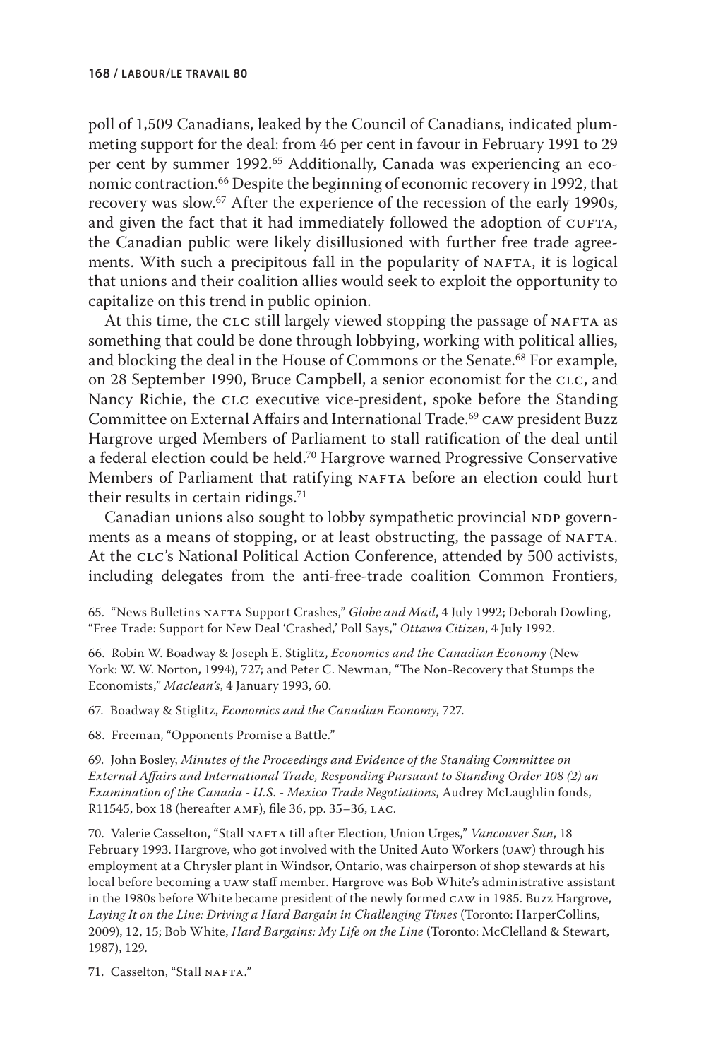poll of 1,509 Canadians, leaked by the Council of Canadians, indicated plummeting support for the deal: from 46 per cent in favour in February 1991 to 29 per cent by summer 1992.[65] Additionally, Canada was experiencing an economic contraction.[66] Despite the beginning of economic recovery in 1992, that recovery was slow.[67] After the experience of the recession of the early 1990s, and given the fact that it had immediately followed the adoption of CUFTA, the Canadian public were likely disillusioned with further free trade agreements. With such a precipitous fall in the popularity of NAFTA, it is logical that unions and their coalition allies would seek to exploit the opportunity to capitalize on this trend in public opinion.

At this time, the CLC still largely viewed stopping the passage of NAFTA as something that could be done through lobbying, working with political allies, and blocking the deal in the House of Commons or the Senate.[68] For example, on 28 September 1990, Bruce Campbell, a senior economist for the CLC, and Nancy Richie, the CLC executive vice-president, spoke before the Standing Committee on External Affairs and International Trade.[69] CAW president Buzz Hargrove urged Members of Parliament to stall ratification of the deal until a federal election could be held.[70] Hargrove warned Progressive Conservative Members of Parliament that ratifying NAFTA before an election could hurt their results in certain ridings.[71]

Canadian unions also sought to lobby sympathetic provincial NDP governments as a means of stopping, or at least obstructing, the passage of NAFTA. At the CLC's National Political Action Conference, attended by 500 activists, including delegates from the anti-free-trade coalition Common Frontiers,

65. "News Bulletins NAFTA Support Crashes," *Globe and Mail*, 4 July 1992; Deborah Dowling, "Free Trade: Support for New Deal 'Crashed,' Poll Says," *Ottawa Citizen*, 4 July 1992.

66. Robin W. Boadway & Joseph E. Stiglitz, *Economics and the Canadian Economy* (New York: W. W. Norton, 1994), 727; and Peter C. Newman, "The Non-Recovery that Stumps the Economists," *Maclean's*, 4 January 1993, 60.

67. Boadway & Stiglitz, *Economics and the Canadian Economy*, 727.

68. Freeman, "Opponents Promise a Battle."

69. John Bosley, *Minutes of the Proceedings and Evidence of the Standing Committee on External Affairs and International Trade, Responding Pursuant to Standing Order 108 (2) an Examination of the Canada - U.S. - Mexico Trade Negotiations*, Audrey McLaughlin fonds, R11545, box 18 (hereafter AMF), file 36, pp. 35–36, LAC.

70. Valerie Casselton, "Stall NAFTA till after Election, Union Urges," *Vancouver Sun*, 18 February 1993. Hargrove, who got involved with the United Auto Workers (UAW) through his employment at a Chrysler plant in Windsor, Ontario, was chairperson of shop stewards at his local before becoming a UAW staff member. Hargrove was Bob White's administrative assistant in the 1980s before White became president of the newly formed CAW in 1985. Buzz Hargrove, *Laying It on the Line: Driving a Hard Bargain in Challenging Times* (Toronto: HarperCollins, 2009), 12, 15; Bob White, *Hard Bargains: My Life on the Line* (Toronto: McClelland & Stewart, 1987), 129.

71. Casselton, "Stall NAFTA."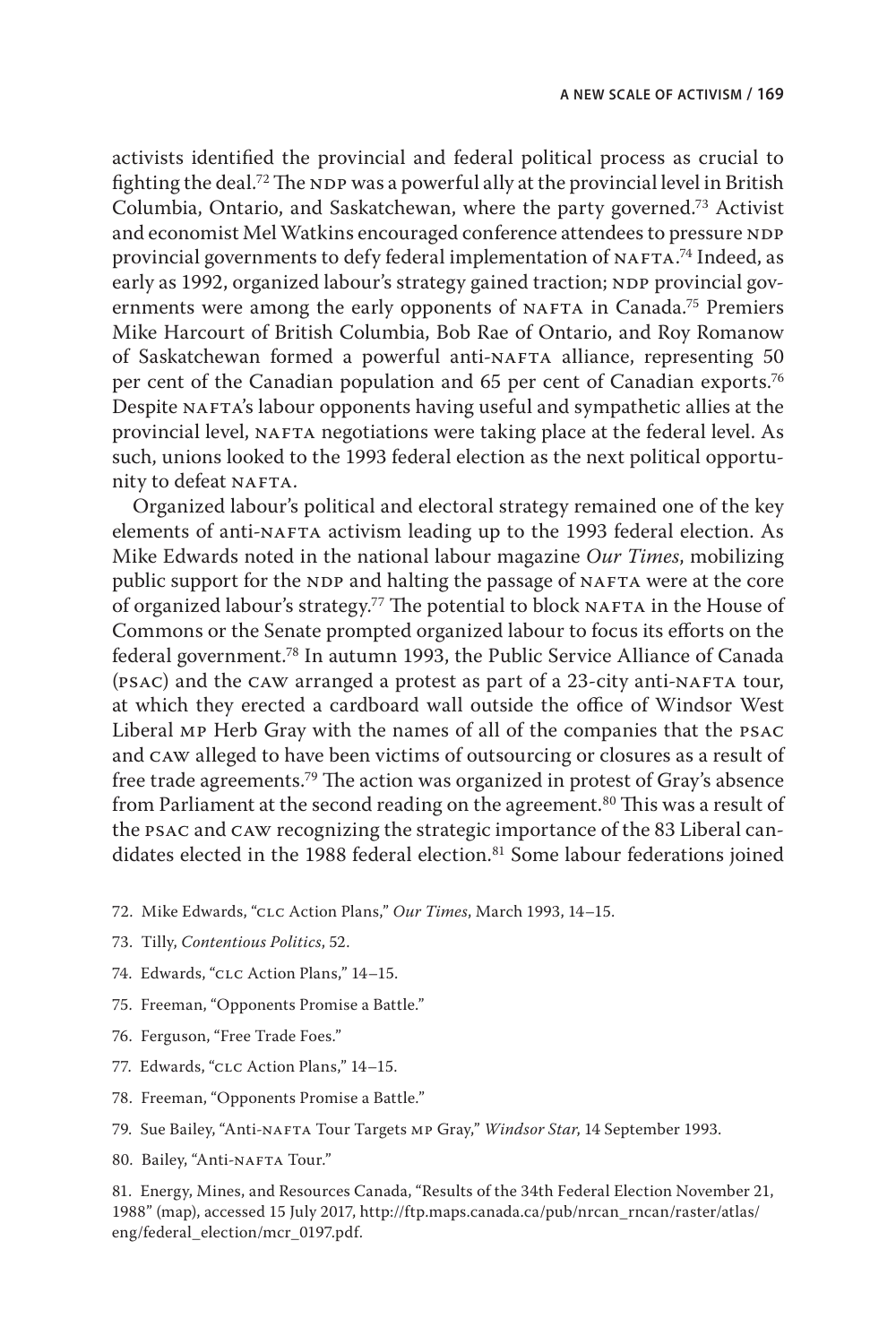activists identified the provincial and federal political process as crucial to fighting the deal.[72] The NDP was a powerful ally at the provincial level in British Columbia, Ontario, and Saskatchewan, where the party governed.[73] Activist and economist Mel Watkins encouraged conference attendees to pressure NDP provincial governments to defy federal implementation of NAFTA.[74] Indeed, as early as 1992, organized labour's strategy gained traction; NDP provincial governments were among the early opponents of NAFTA in Canada.[75] Premiers Mike Harcourt of British Columbia, Bob Rae of Ontario, and Roy Romanow of Saskatchewan formed a powerful anti-NAFTA alliance, representing 50 per cent of the Canadian population and 65 per cent of Canadian exports.[76] Despite NAFTA's labour opponents having useful and sympathetic allies at the provincial level, NAFTA negotiations were taking place at the federal level. As such, unions looked to the 1993 federal election as the next political opportunity to defeat NAFTA.

Organized labour's political and electoral strategy remained one of the key elements of anti-NAFTA activism leading up to the 1993 federal election. As Mike Edwards noted in the national labour magazine *Our Times*, mobilizing public support for the NDP and halting the passage of NAFTA were at the core of organized labour's strategy.[77] The potential to block NAFTA in the House of Commons or the Senate prompted organized labour to focus its efforts on the federal government.[78] In autumn 1993, the Public Service Alliance of Canada (PSAC) and the CAW arranged a protest as part of a 23-city anti-NAFTA tour, at which they erected a cardboard wall outside the office of Windsor West Liberal MP Herb Gray with the names of all of the companies that the PSAC and CAW alleged to have been victims of outsourcing or closures as a result of free trade agreements.[79] The action was organized in protest of Gray's absence from Parliament at the second reading on the agreement.[80] This was a result of the PSAC and CAW recognizing the strategic importance of the 83 Liberal candidates elected in the 1988 federal election.[81] Some labour federations joined

72. Mike Edwards, "CLC Action Plans," *Our Times*, March 1993, 14–15.

73. Tilly, *Contentious Politics*, 52.

74. Edwards, "CLC Action Plans," 14–15.

75. Freeman, "Opponents Promise a Battle."

76. Ferguson, "Free Trade Foes."

77. Edwards, "CLC Action Plans," 14–15.

78. Freeman, "Opponents Promise a Battle."

79. Sue Bailey, "Anti-NAFTA Tour Targets MP Gray," *Windsor Star*, 14 September 1993.

80. Bailey, "Anti-NAFTA Tour."

81. Energy, Mines, and Resources Canada, "Results of the 34th Federal Election November 21, 1988" (map), accessed 15 July 2017, http://ftp.maps.canada.ca/pub/nrcan_rncan/raster/atlas/eng/federal_election/mcr_0197.pdf.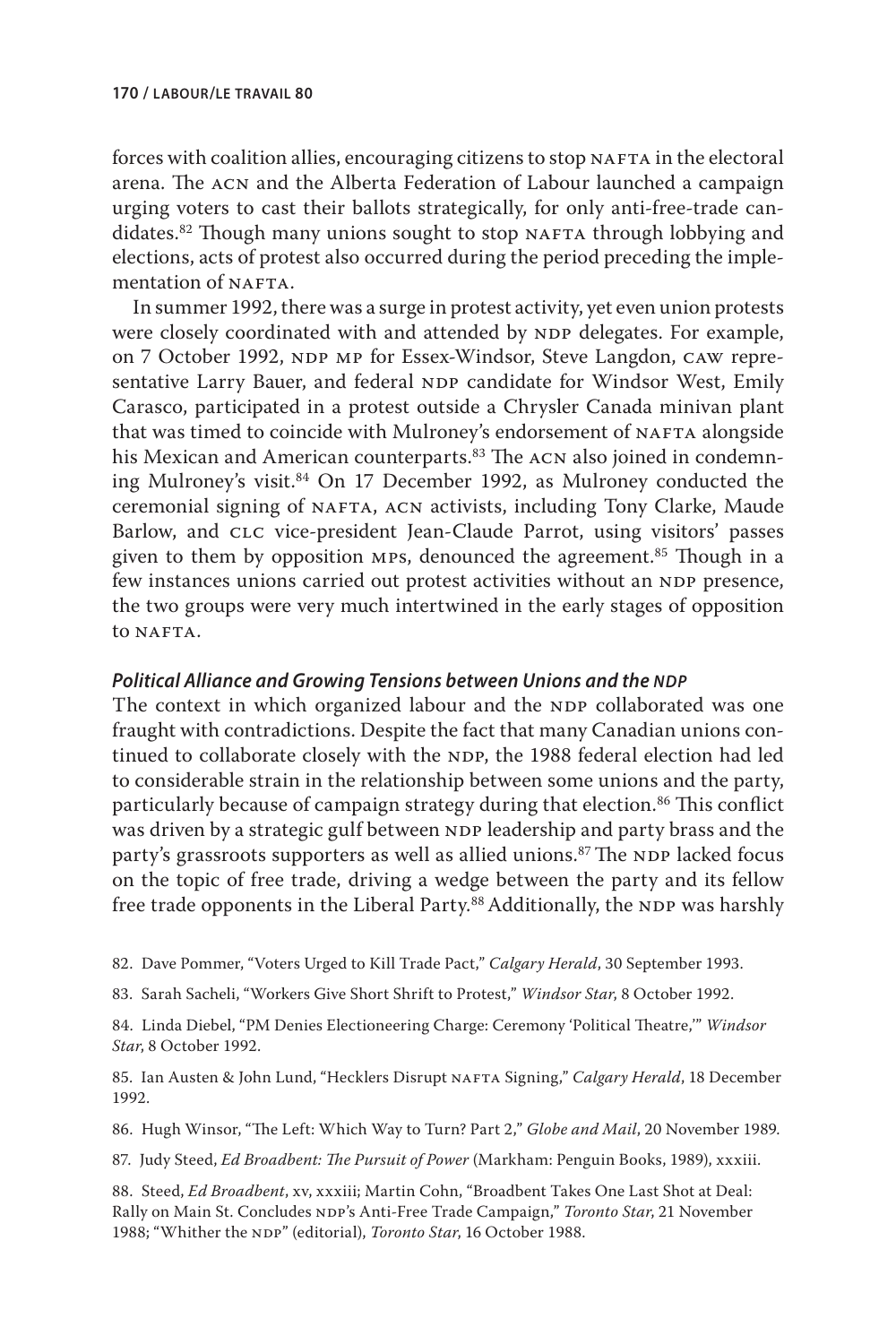forces with coalition allies, encouraging citizens to stop NAFTA in the electoral arena. The ACN and the Alberta Federation of Labour launched a campaign urging voters to cast their ballots strategically, for only anti-free-trade candidates.[82] Though many unions sought to stop NAFTA through lobbying and elections, acts of protest also occurred during the period preceding the implementation of NAFTA.

In summer 1992, there was a surge in protest activity, yet even union protests were closely coordinated with and attended by NDP delegates. For example, on 7 October 1992, NDP MP for Essex-Windsor, Steve Langdon, CAW representative Larry Bauer, and federal NDP candidate for Windsor West, Emily Carasco, participated in a protest outside a Chrysler Canada minivan plant that was timed to coincide with Mulroney's endorsement of NAFTA alongside his Mexican and American counterparts.[83] The ACN also joined in condemning Mulroney's visit.[84] On 17 December 1992, as Mulroney conducted the ceremonial signing of NAFTA, ACN activists, including Tony Clarke, Maude Barlow, and CLC vice-president Jean-Claude Parrot, using visitors' passes given to them by opposition MPs, denounced the agreement.[85] Though in a few instances unions carried out protest activities without an NDP presence, the two groups were very much intertwined in the early stages of opposition to NAFTA.

### *Political Alliance and Growing Tensions between Unions and the NDP*

The context in which organized labour and the NDP collaborated was one fraught with contradictions. Despite the fact that many Canadian unions continued to collaborate closely with the NDP, the 1988 federal election had led to considerable strain in the relationship between some unions and the party, particularly because of campaign strategy during that election.[86] This conflict was driven by a strategic gulf between NDP leadership and party brass and the party's grassroots supporters as well as allied unions.[87] The NDP lacked focus on the topic of free trade, driving a wedge between the party and its fellow free trade opponents in the Liberal Party.[88] Additionally, the NDP was harshly

82. Dave Pommer, "Voters Urged to Kill Trade Pact," *Calgary Herald*, 30 September 1993.

83. Sarah Sacheli, "Workers Give Short Shrift to Protest," *Windsor Star*, 8 October 1992.

84. Linda Diebel, "PM Denies Electioneering Charge: Ceremony 'Political Theatre,'" *Windsor Star*, 8 October 1992.

85. Ian Austen & John Lund, "Hecklers Disrupt NAFTA Signing," *Calgary Herald*, 18 December 1992.

86. Hugh Winsor, "The Left: Which Way to Turn? Part 2," *Globe and Mail*, 20 November 1989.

87. Judy Steed, *Ed Broadbent: The Pursuit of Power* (Markham: Penguin Books, 1989), xxxiii.

88. Steed, *Ed Broadbent*, xv, xxxiii; Martin Cohn, "Broadbent Takes One Last Shot at Deal: Rally on Main St. Concludes NDP's Anti-Free Trade Campaign," *Toronto Star*, 21 November 1988; "Whither the NDP" (editorial), *Toronto Star*, 16 October 1988.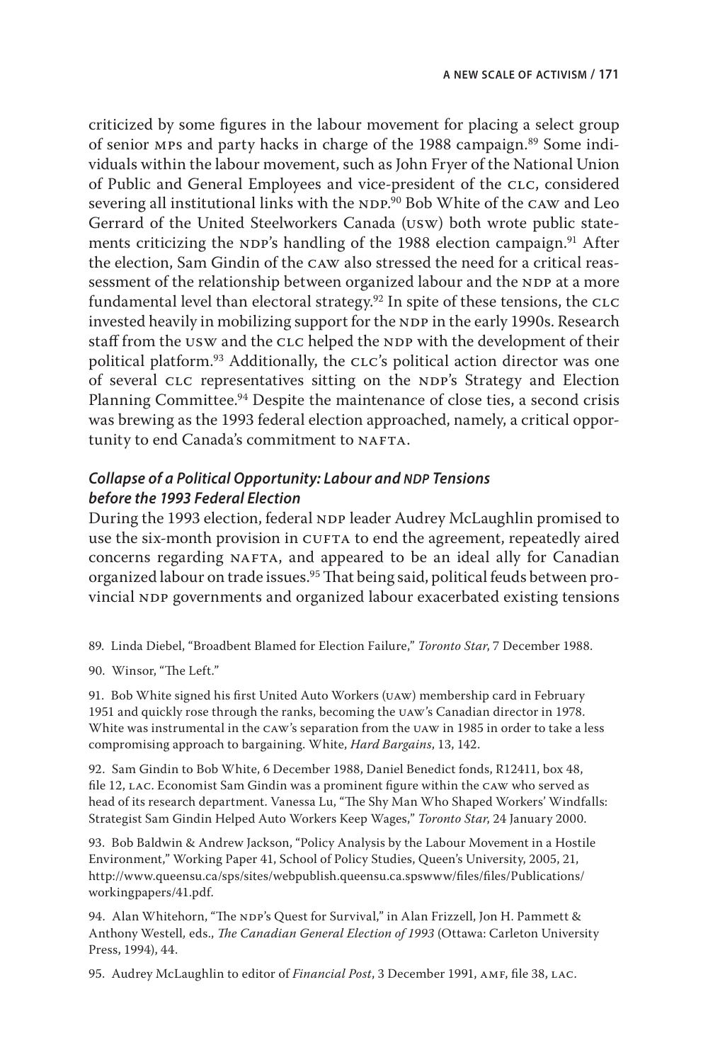criticized by some figures in the labour movement for placing a select group of senior MPs and party hacks in charge of the 1988 campaign.[89] Some individuals within the labour movement, such as John Fryer of the National Union of Public and General Employees and vice-president of the CLC, considered severing all institutional links with the NDP.[90] Bob White of the CAW and Leo Gerrard of the United Steelworkers Canada (USW) both wrote public statements criticizing the NDP's handling of the 1988 election campaign.[91] After the election, Sam Gindin of the CAW also stressed the need for a critical reassessment of the relationship between organized labour and the NDP at a more fundamental level than electoral strategy.[92] In spite of these tensions, the CLC invested heavily in mobilizing support for the NDP in the early 1990s. Research staff from the USW and the CLC helped the NDP with the development of their political platform.[93] Additionally, the CLC's political action director was one of several CLC representatives sitting on the NDP's Strategy and Election Planning Committee.[94] Despite the maintenance of close ties, a second crisis was brewing as the 1993 federal election approached, namely, a critical opportunity to end Canada's commitment to NAFTA.

### *Collapse of a Political Opportunity: Labour and NDP Tensions before the 1993 Federal Election*

During the 1993 election, federal NDP leader Audrey McLaughlin promised to use the six-month provision in CUFTA to end the agreement, repeatedly aired concerns regarding NAFTA, and appeared to be an ideal ally for Canadian organized labour on trade issues.[95] That being said, political feuds between provincial NDP governments and organized labour exacerbated existing tensions

89. Linda Diebel, "Broadbent Blamed for Election Failure," *Toronto Star*, 7 December 1988.

90. Winsor, "The Left."

91. Bob White signed his first United Auto Workers (UAW) membership card in February 1951 and quickly rose through the ranks, becoming the UAW's Canadian director in 1978. White was instrumental in the CAW's separation from the UAW in 1985 in order to take a less compromising approach to bargaining. White, *Hard Bargains*, 13, 142.

92. Sam Gindin to Bob White, 6 December 1988, Daniel Benedict fonds, R12411, box 48, file 12, LAC. Economist Sam Gindin was a prominent figure within the CAW who served as head of its research department. Vanessa Lu, "The Shy Man Who Shaped Workers' Windfalls: Strategist Sam Gindin Helped Auto Workers Keep Wages," *Toronto Star*, 24 January 2000.

93. Bob Baldwin & Andrew Jackson, "Policy Analysis by the Labour Movement in a Hostile Environment," Working Paper 41, School of Policy Studies, Queen's University, 2005, 21, http://www.queensu.ca/sps/sites/webpublish.queensu.ca.spswww/files/files/Publications/workingpapers/41.pdf.

94. Alan Whitehorn, "The NDP's Quest for Survival," in Alan Frizzell, Jon H. Pammett & Anthony Westell, eds., *The Canadian General Election of 1993* (Ottawa: Carleton University Press, 1994), 44.

95. Audrey McLaughlin to editor of *Financial Post*, 3 December 1991, AMF, file 38, LAC.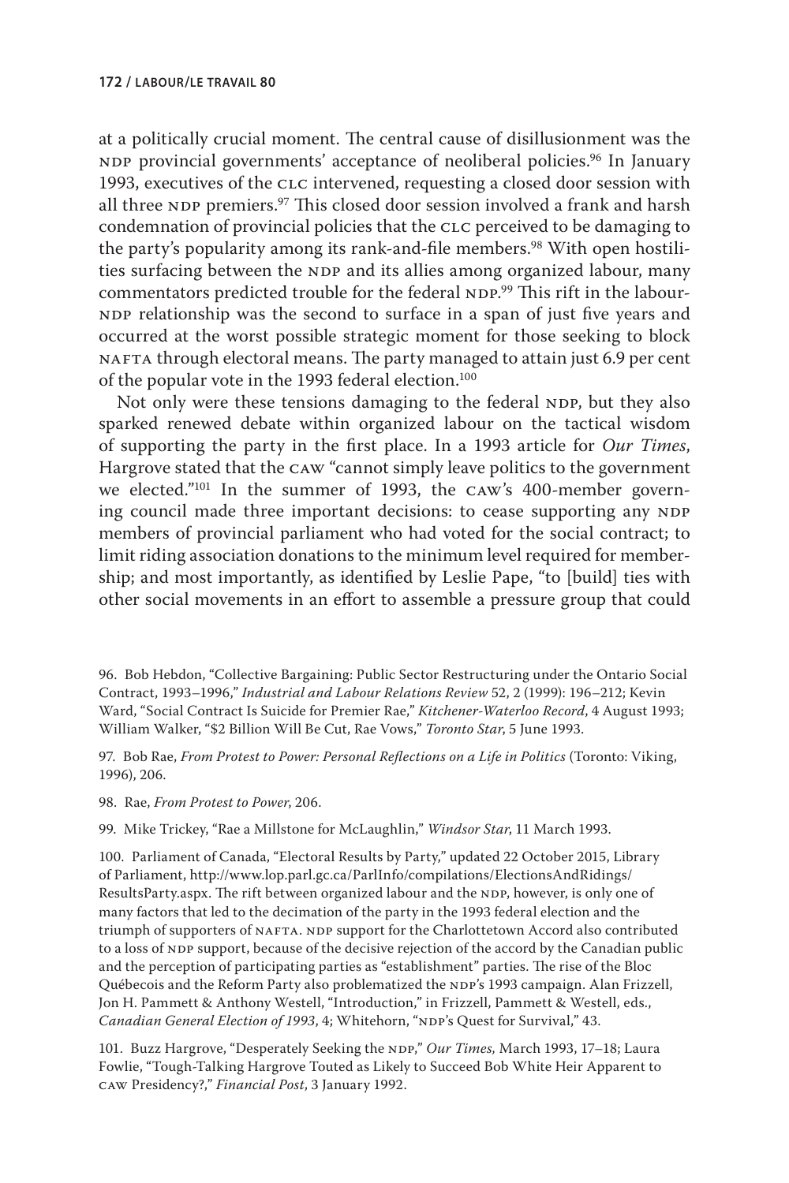at a politically crucial moment. The central cause of disillusionment was the NDP provincial governments' acceptance of neoliberal policies.[96] In January 1993, executives of the CLC intervened, requesting a closed door session with all three NDP premiers.[97] This closed door session involved a frank and harsh condemnation of provincial policies that the CLC perceived to be damaging to the party's popularity among its rank-and-file members.[98] With open hostilities surfacing between the NDP and its allies among organized labour, many commentators predicted trouble for the federal NDP.[99] This rift in the labour-NDP relationship was the second to surface in a span of just five years and occurred at the worst possible strategic moment for those seeking to block NAFTA through electoral means. The party managed to attain just 6.9 per cent of the popular vote in the 1993 federal election.[100]

Not only were these tensions damaging to the federal NDP, but they also sparked renewed debate within organized labour on the tactical wisdom of supporting the party in the first place. In a 1993 article for *Our Times*, Hargrove stated that the CAW "cannot simply leave politics to the government we elected."[101] In the summer of 1993, the CAW's 400-member governing council made three important decisions: to cease supporting any NDP members of provincial parliament who had voted for the social contract; to limit riding association donations to the minimum level required for membership; and most importantly, as identified by Leslie Pape, "to [build] ties with other social movements in an effort to assemble a pressure group that could

96. Bob Hebdon, "Collective Bargaining: Public Sector Restructuring under the Ontario Social Contract, 1993–1996," *Industrial and Labour Relations Review* 52, 2 (1999): 196–212; Kevin Ward, "Social Contract Is Suicide for Premier Rae," *Kitchener-Waterloo Record*, 4 August 1993; William Walker, "$2 Billion Will Be Cut, Rae Vows," *Toronto Star*, 5 June 1993.

97. Bob Rae, *From Protest to Power: Personal Reflections on a Life in Politics* (Toronto: Viking, 1996), 206.

98. Rae, *From Protest to Power*, 206.

99. Mike Trickey, "Rae a Millstone for McLaughlin," *Windsor Star*, 11 March 1993.

100. Parliament of Canada, "Electoral Results by Party," updated 22 October 2015, Library of Parliament, http://www.lop.parl.gc.ca/ParlInfo/compilations/ElectionsAndRidings/ResultsParty.aspx. The rift between organized labour and the NDP, however, is only one of many factors that led to the decimation of the party in the 1993 federal election and the triumph of supporters of NAFTA. NDP support for the Charlottetown Accord also contributed to a loss of NDP support, because of the decisive rejection of the accord by the Canadian public and the perception of participating parties as "establishment" parties. The rise of the Bloc Québecois and the Reform Party also problematized the NDP's 1993 campaign. Alan Frizzell, Jon H. Pammett & Anthony Westell, "Introduction," in Frizzell, Pammett & Westell, eds., *Canadian General Election of 1993*, 4; Whitehorn, "NDP's Quest for Survival," 43.

101. Buzz Hargrove, "Desperately Seeking the NDP," *Our Times*, March 1993, 17–18; Laura Fowlie, "Tough-Talking Hargrove Touted as Likely to Succeed Bob White Heir Apparent to CAW Presidency?," *Financial Post*, 3 January 1992.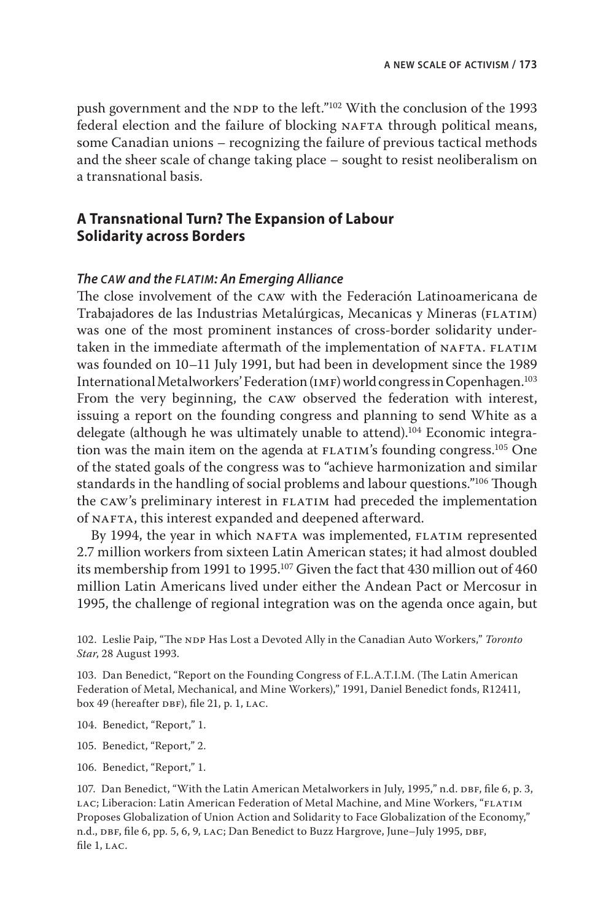push government and the NDP to the left."[102] With the conclusion of the 1993 federal election and the failure of blocking NAFTA through political means, some Canadian unions – recognizing the failure of previous tactical methods and the sheer scale of change taking place – sought to resist neoliberalism on a transnational basis.

## A Transnational Turn? The Expansion of Labour Solidarity across Borders

### *The CAW and the FLATIM: An Emerging Alliance*

The close involvement of the CAW with the Federación Latinoamericana de Trabajadores de las Industrias Metalúrgicas, Mecanicas y Mineras (FLATIM) was one of the most prominent instances of cross-border solidarity undertaken in the immediate aftermath of the implementation of NAFTA. FLATIM was founded on 10–11 July 1991, but had been in development since the 1989 International Metalworkers' Federation (IMF) world congress in Copenhagen.[103] From the very beginning, the CAW observed the federation with interest, issuing a report on the founding congress and planning to send White as a delegate (although he was ultimately unable to attend).[104] Economic integration was the main item on the agenda at FLATIM's founding congress.[105] One of the stated goals of the congress was to "achieve harmonization and similar standards in the handling of social problems and labour questions."[106] Though the CAW's preliminary interest in FLATIM had preceded the implementation of NAFTA, this interest expanded and deepened afterward.

By 1994, the year in which NAFTA was implemented, FLATIM represented 2.7 million workers from sixteen Latin American states; it had almost doubled its membership from 1991 to 1995.[107] Given the fact that 430 million out of 460 million Latin Americans lived under either the Andean Pact or Mercosur in 1995, the challenge of regional integration was on the agenda once again, but

102. Leslie Paip, "The NDP Has Lost a Devoted Ally in the Canadian Auto Workers," *Toronto Star*, 28 August 1993.

103. Dan Benedict, "Report on the Founding Congress of F.L.A.T.I.M. (The Latin American Federation of Metal, Mechanical, and Mine Workers)," 1991, Daniel Benedict fonds, R12411, box 49 (hereafter DBF), file 21, p. 1, LAC.

104. Benedict, "Report," 1.

105. Benedict, "Report," 2.

106. Benedict, "Report," 1.

107. Dan Benedict, "With the Latin American Metalworkers in July, 1995," n.d. DBF, file 6, p. 3, LAC; Liberacion: Latin American Federation of Metal Machine, and Mine Workers, "FLATIM Proposes Globalization of Union Action and Solidarity to Face Globalization of the Economy," n.d., DBF, file 6, pp. 5, 6, 9, LAC; Dan Benedict to Buzz Hargrove, June–July 1995, DBF, file 1, LAC.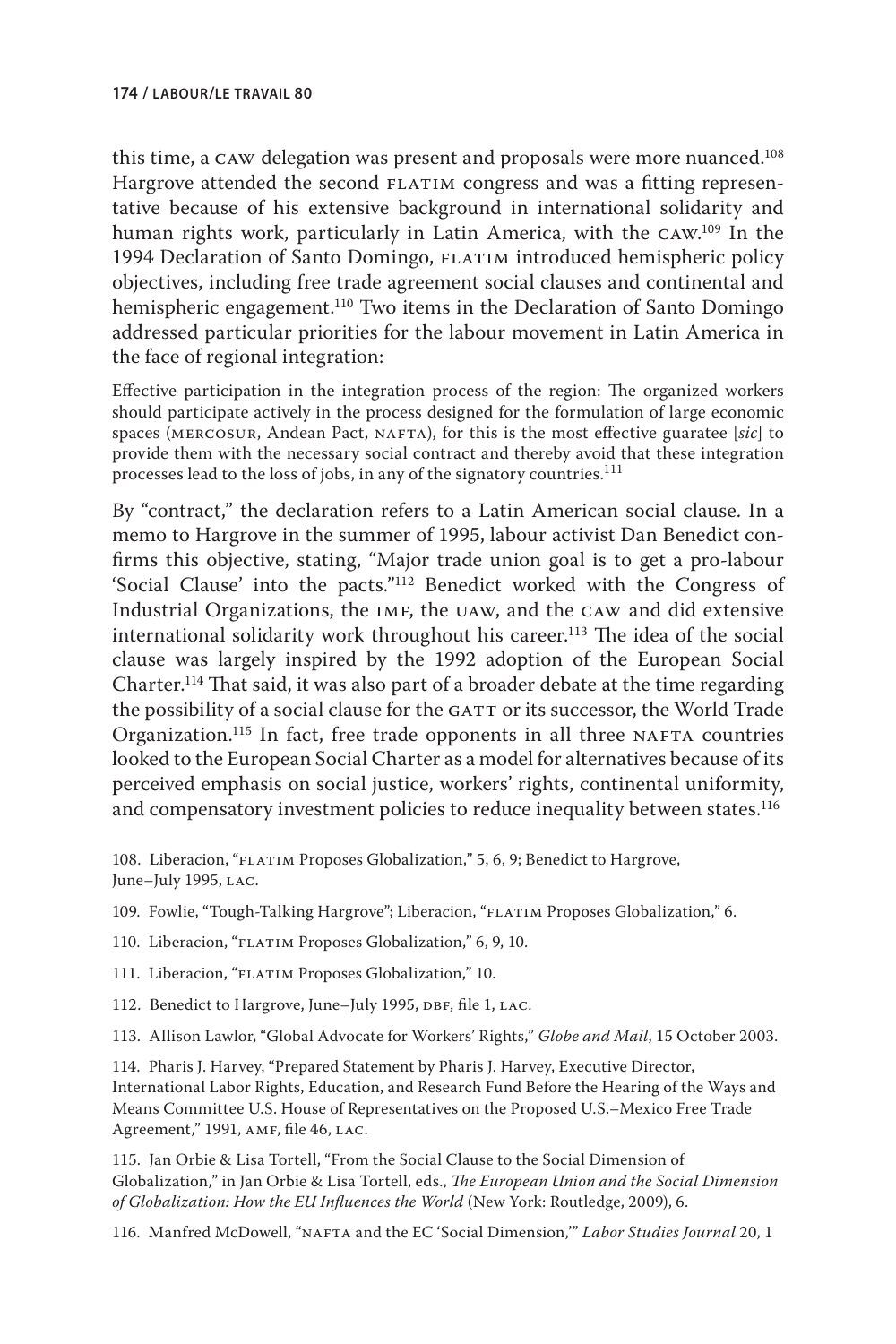this time, a CAW delegation was present and proposals were more nuanced.[108] Hargrove attended the second FLATIM congress and was a fitting representative because of his extensive background in international solidarity and human rights work, particularly in Latin America, with the CAW.[109] In the 1994 Declaration of Santo Domingo, FLATIM introduced hemispheric policy objectives, including free trade agreement social clauses and continental and hemispheric engagement.[110] Two items in the Declaration of Santo Domingo addressed particular priorities for the labour movement in Latin America in the face of regional integration:

> Effective participation in the integration process of the region: The organized workers should participate actively in the process designed for the formulation of large economic spaces (MERCOSUR, Andean Pact, NAFTA), for this is the most effective guaratee [*sic*] to provide them with the necessary social contract and thereby avoid that these integration processes lead to the loss of jobs, in any of the signatory countries.[111]

By "contract," the declaration refers to a Latin American social clause. In a memo to Hargrove in the summer of 1995, labour activist Dan Benedict confirms this objective, stating, "Major trade union goal is to get a pro-labour 'Social Clause' into the pacts."[112] Benedict worked with the Congress of Industrial Organizations, the IMF, the UAW, and the CAW and did extensive international solidarity work throughout his career.[113] The idea of the social clause was largely inspired by the 1992 adoption of the European Social Charter.[114] That said, it was also part of a broader debate at the time regarding the possibility of a social clause for the GATT or its successor, the World Trade Organization.[115] In fact, free trade opponents in all three NAFTA countries looked to the European Social Charter as a model for alternatives because of its perceived emphasis on social justice, workers' rights, continental uniformity, and compensatory investment policies to reduce inequality between states.[116]

108. Liberacion, "FLATIM Proposes Globalization," 5, 6, 9; Benedict to Hargrove, June–July 1995, LAC.

109. Fowlie, "Tough-Talking Hargrove"; Liberacion, "FLATIM Proposes Globalization," 6.

110. Liberacion, "FLATIM Proposes Globalization," 6, 9, 10.

111. Liberacion, "FLATIM Proposes Globalization," 10.

112. Benedict to Hargrove, June–July 1995, DBF, file 1, LAC.

113. Allison Lawlor, "Global Advocate for Workers' Rights," *Globe and Mail*, 15 October 2003.

114. Pharis J. Harvey, "Prepared Statement by Pharis J. Harvey, Executive Director, International Labor Rights, Education, and Research Fund Before the Hearing of the Ways and Means Committee U.S. House of Representatives on the Proposed U.S.–Mexico Free Trade Agreement," 1991, AMF, file 46, LAC.

115. Jan Orbie & Lisa Tortell, "From the Social Clause to the Social Dimension of Globalization," in Jan Orbie & Lisa Tortell, eds., *The European Union and the Social Dimension of Globalization: How the EU Influences the World* (New York: Routledge, 2009), 6.

116. Manfred McDowell, "NAFTA and the EC 'Social Dimension,'" *Labor Studies Journal* 20, 1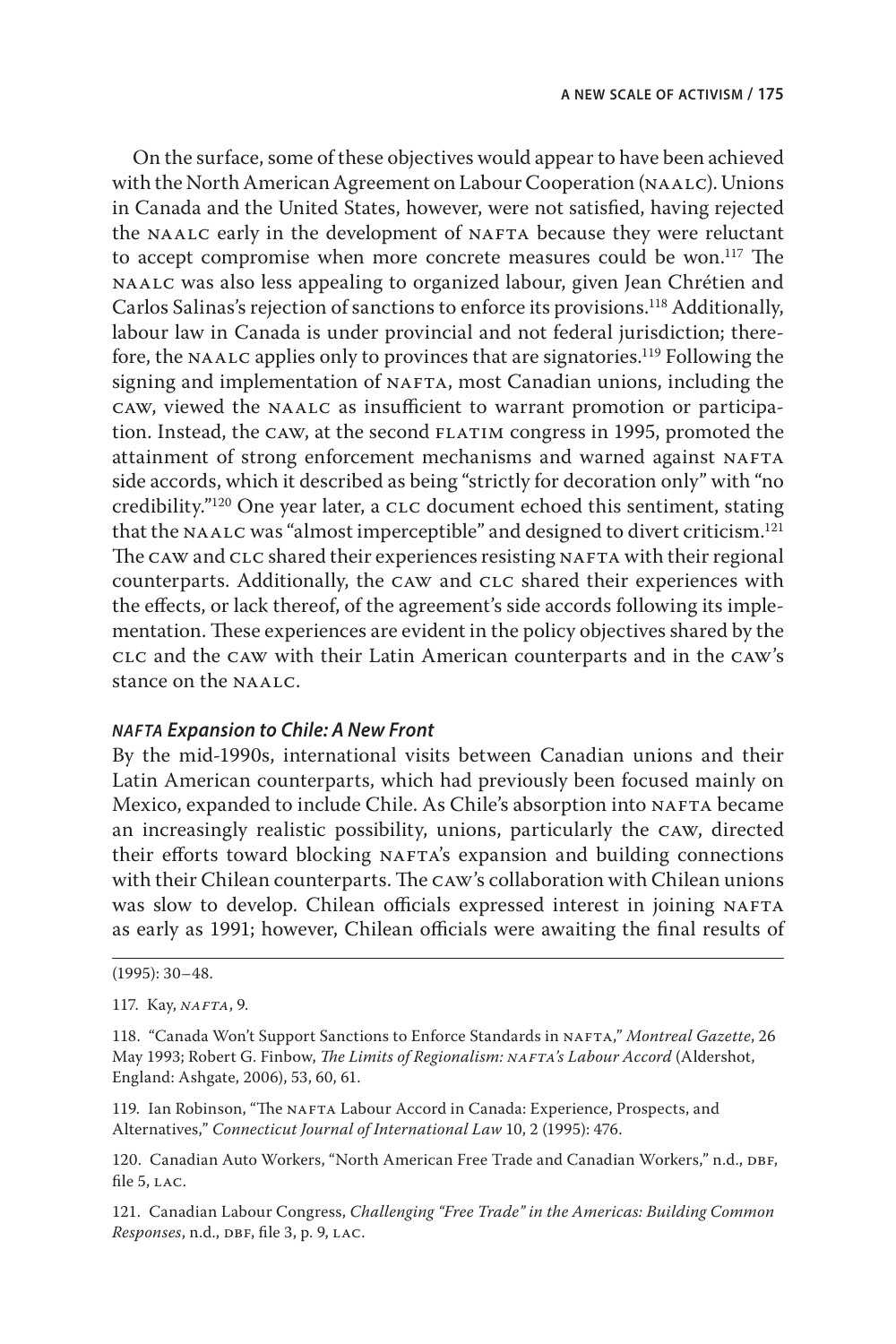On the surface, some of these objectives would appear to have been achieved with the North American Agreement on Labour Cooperation (NAALC). Unions in Canada and the United States, however, were not satisfied, having rejected the NAALC early in the development of NAFTA because they were reluctant to accept compromise when more concrete measures could be won.[117] The NAALC was also less appealing to organized labour, given Jean Chrétien and Carlos Salinas's rejection of sanctions to enforce its provisions.[118] Additionally, labour law in Canada is under provincial and not federal jurisdiction; therefore, the NAALC applies only to provinces that are signatories.[119] Following the signing and implementation of NAFTA, most Canadian unions, including the CAW, viewed the NAALC as insufficient to warrant promotion or participation. Instead, the CAW, at the second FLATIM congress in 1995, promoted the attainment of strong enforcement mechanisms and warned against NAFTA side accords, which it described as being "strictly for decoration only" with "no credibility."[120] One year later, a CLC document echoed this sentiment, stating that the NAALC was "almost imperceptible" and designed to divert criticism.[121] The CAW and CLC shared their experiences resisting NAFTA with their regional counterparts. Additionally, the CAW and CLC shared their experiences with the effects, or lack thereof, of the agreement's side accords following its implementation. These experiences are evident in the policy objectives shared by the CLC and the CAW with their Latin American counterparts and in the CAW's stance on the NAALC.

### *NAFTA Expansion to Chile: A New Front*

By the mid-1990s, international visits between Canadian unions and their Latin American counterparts, which had previously been focused mainly on Mexico, expanded to include Chile. As Chile's absorption into NAFTA became an increasingly realistic possibility, unions, particularly the CAW, directed their efforts toward blocking NAFTA's expansion and building connections with their Chilean counterparts. The CAW's collaboration with Chilean unions was slow to develop. Chilean officials expressed interest in joining NAFTA as early as 1991; however, Chilean officials were awaiting the final results of

---

(1995): 30–48.

117. Kay, *NAFTA*, 9.

118. "Canada Won't Support Sanctions to Enforce Standards in NAFTA," *Montreal Gazette*, 26 May 1993; Robert G. Finbow, *The Limits of Regionalism: NAFTA's Labour Accord* (Aldershot, England: Ashgate, 2006), 53, 60, 61.

119. Ian Robinson, "The NAFTA Labour Accord in Canada: Experience, Prospects, and Alternatives," *Connecticut Journal of International Law* 10, 2 (1995): 476.

120. Canadian Auto Workers, "North American Free Trade and Canadian Workers," n.d., DBF, file 5, LAC.

121. Canadian Labour Congress, *Challenging "Free Trade" in the Americas: Building Common Responses*, n.d., DBF, file 3, p. 9, LAC.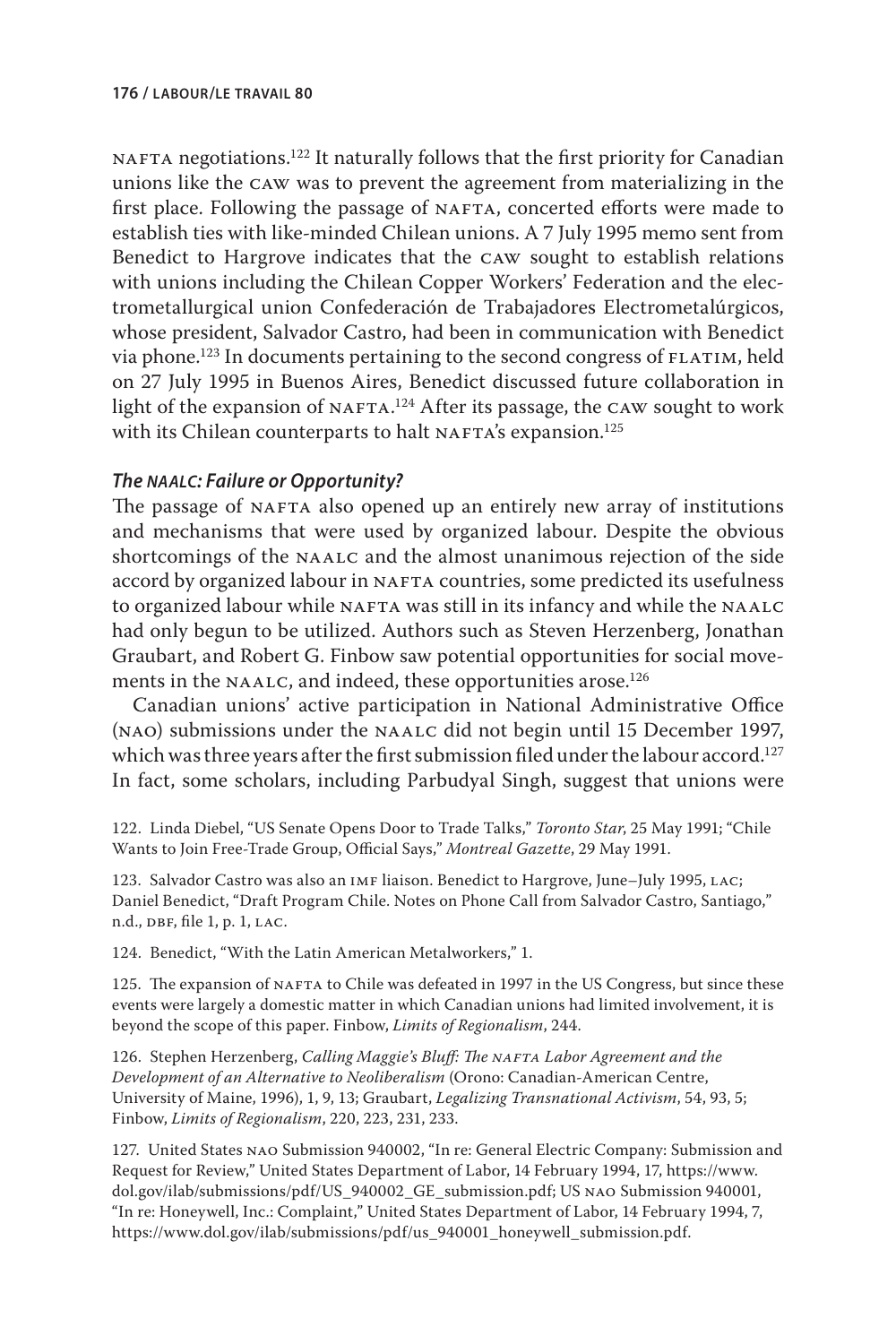NAFTA negotiations.[122] It naturally follows that the first priority for Canadian unions like the CAW was to prevent the agreement from materializing in the first place. Following the passage of NAFTA, concerted efforts were made to establish ties with like-minded Chilean unions. A 7 July 1995 memo sent from Benedict to Hargrove indicates that the CAW sought to establish relations with unions including the Chilean Copper Workers' Federation and the electrometallurgical union Confederación de Trabajadores Electrometalúrgicos, whose president, Salvador Castro, had been in communication with Benedict via phone.[123] In documents pertaining to the second congress of FLATIM, held on 27 July 1995 in Buenos Aires, Benedict discussed future collaboration in light of the expansion of NAFTA.[124] After its passage, the CAW sought to work with its Chilean counterparts to halt NAFTA's expansion.[125]

### *The NAALC: Failure or Opportunity?*

The passage of NAFTA also opened up an entirely new array of institutions and mechanisms that were used by organized labour. Despite the obvious shortcomings of the NAALC and the almost unanimous rejection of the side accord by organized labour in NAFTA countries, some predicted its usefulness to organized labour while NAFTA was still in its infancy and while the NAALC had only begun to be utilized. Authors such as Steven Herzenberg, Jonathan Graubart, and Robert G. Finbow saw potential opportunities for social movements in the NAALC, and indeed, these opportunities arose.[126]

Canadian unions' active participation in National Administrative Office (NAO) submissions under the NAALC did not begin until 15 December 1997, which was three years after the first submission filed under the labour accord.[127] In fact, some scholars, including Parbudyal Singh, suggest that unions were

122. Linda Diebel, "US Senate Opens Door to Trade Talks," *Toronto Star*, 25 May 1991; "Chile Wants to Join Free-Trade Group, Official Says," *Montreal Gazette*, 29 May 1991.

123. Salvador Castro was also an IMF liaison. Benedict to Hargrove, June–July 1995, LAC; Daniel Benedict, "Draft Program Chile. Notes on Phone Call from Salvador Castro, Santiago," n.d., DBF, file 1, p. 1, LAC.

124. Benedict, "With the Latin American Metalworkers," 1.

125. The expansion of NAFTA to Chile was defeated in 1997 in the US Congress, but since these events were largely a domestic matter in which Canadian unions had limited involvement, it is beyond the scope of this paper. Finbow, *Limits of Regionalism*, 244.

126. Stephen Herzenberg, *Calling Maggie's Bluff: The NAFTA Labor Agreement and the Development of an Alternative to Neoliberalism* (Orono: Canadian-American Centre, University of Maine, 1996), 1, 9, 13; Graubart, *Legalizing Transnational Activism*, 54, 93, 5; Finbow, *Limits of Regionalism*, 220, 223, 231, 233.

127. United States NAO Submission 940002, "In re: General Electric Company: Submission and Request for Review," United States Department of Labor, 14 February 1994, 17, https://www.dol.gov/ilab/submissions/pdf/US_940002_GE_submission.pdf; US NAO Submission 940001, "In re: Honeywell, Inc.: Complaint," United States Department of Labor, 14 February 1994, 7, https://www.dol.gov/ilab/submissions/pdf/us_940001_honeywell_submission.pdf.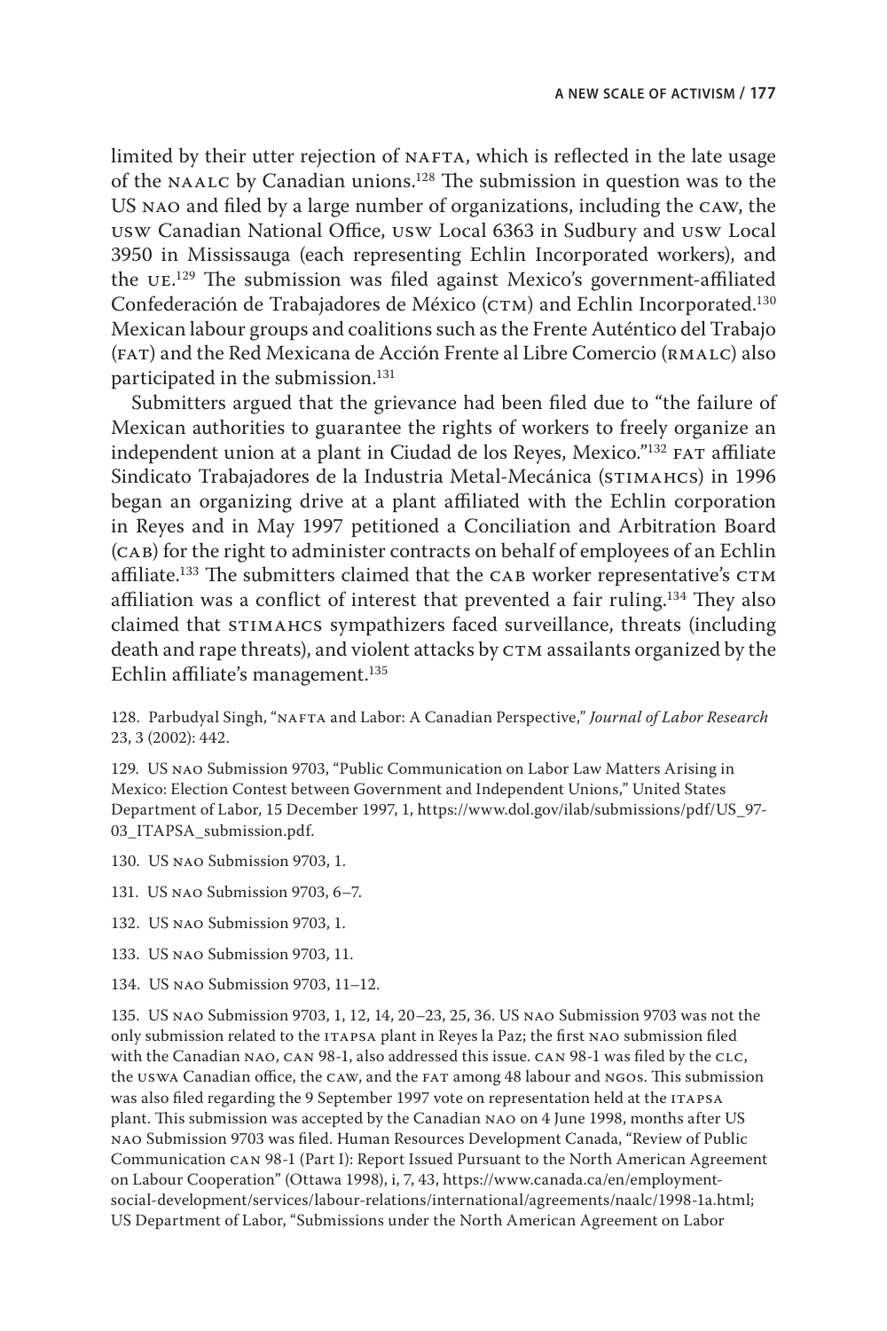limited by their utter rejection of NAFTA, which is reflected in the late usage of the NAALC by Canadian unions.[128] The submission in question was to the US NAO and filed by a large number of organizations, including the CAW, the USW Canadian National Office, USW Local 6363 in Sudbury and USW Local 3950 in Mississauga (each representing Echlin Incorporated workers), and the UE.[129] The submission was filed against Mexico's government-affiliated Confederación de Trabajadores de México (CTM) and Echlin Incorporated.[130] Mexican labour groups and coalitions such as the Frente Auténtico del Trabajo (FAT) and the Red Mexicana de Acción Frente al Libre Comercio (RMALC) also participated in the submission.[131]

Submitters argued that the grievance had been filed due to "the failure of Mexican authorities to guarantee the rights of workers to freely organize an independent union at a plant in Ciudad de los Reyes, Mexico."[132] FAT affiliate Sindicato Trabajadores de la Industria Metal-Mecánica (STIMAHCS) in 1996 began an organizing drive at a plant affiliated with the Echlin corporation in Reyes and in May 1997 petitioned a Conciliation and Arbitration Board (CAB) for the right to administer contracts on behalf of employees of an Echlin affiliate.[133] The submitters claimed that the CAB worker representative's CTM affiliation was a conflict of interest that prevented a fair ruling.[134] They also claimed that STIMAHCS sympathizers faced surveillance, threats (including death and rape threats), and violent attacks by CTM assailants organized by the Echlin affiliate's management.[135]

128. Parbudyal Singh, "NAFTA and Labor: A Canadian Perspective," *Journal of Labor Research* 23, 3 (2002): 442.

129. US NAO Submission 9703, "Public Communication on Labor Law Matters Arising in Mexico: Election Contest between Government and Independent Unions," United States Department of Labor, 15 December 1997, 1, https://www.dol.gov/ilab/submissions/pdf/US_97-03_ITAPSA_submission.pdf.

130. US NAO Submission 9703, 1.

131. US NAO Submission 9703, 6–7.

132. US NAO Submission 9703, 1.

133. US NAO Submission 9703, 11.

134. US NAO Submission 9703, 11–12.

135. US NAO Submission 9703, 1, 12, 14, 20–23, 25, 36. US NAO Submission 9703 was not the only submission related to the ITAPSA plant in Reyes la Paz; the first NAO submission filed with the Canadian NAO, CAN 98-1, also addressed this issue. CAN 98-1 was filed by the CLC, the USWA Canadian office, the CAW, and the FAT among 48 labour and NGOs. This submission was also filed regarding the 9 September 1997 vote on representation held at the ITAPSA plant. This submission was accepted by the Canadian NAO on 4 June 1998, months after US NAO Submission 9703 was filed. Human Resources Development Canada, "Review of Public Communication CAN 98-1 (Part I): Report Issued Pursuant to the North American Agreement on Labour Cooperation" (Ottawa 1998), i, 7, 43, https://www.canada.ca/en/employment-social-development/services/labour-relations/international/agreements/naalc/1998-1a.html; US Department of Labor, "Submissions under the North American Agreement on Labor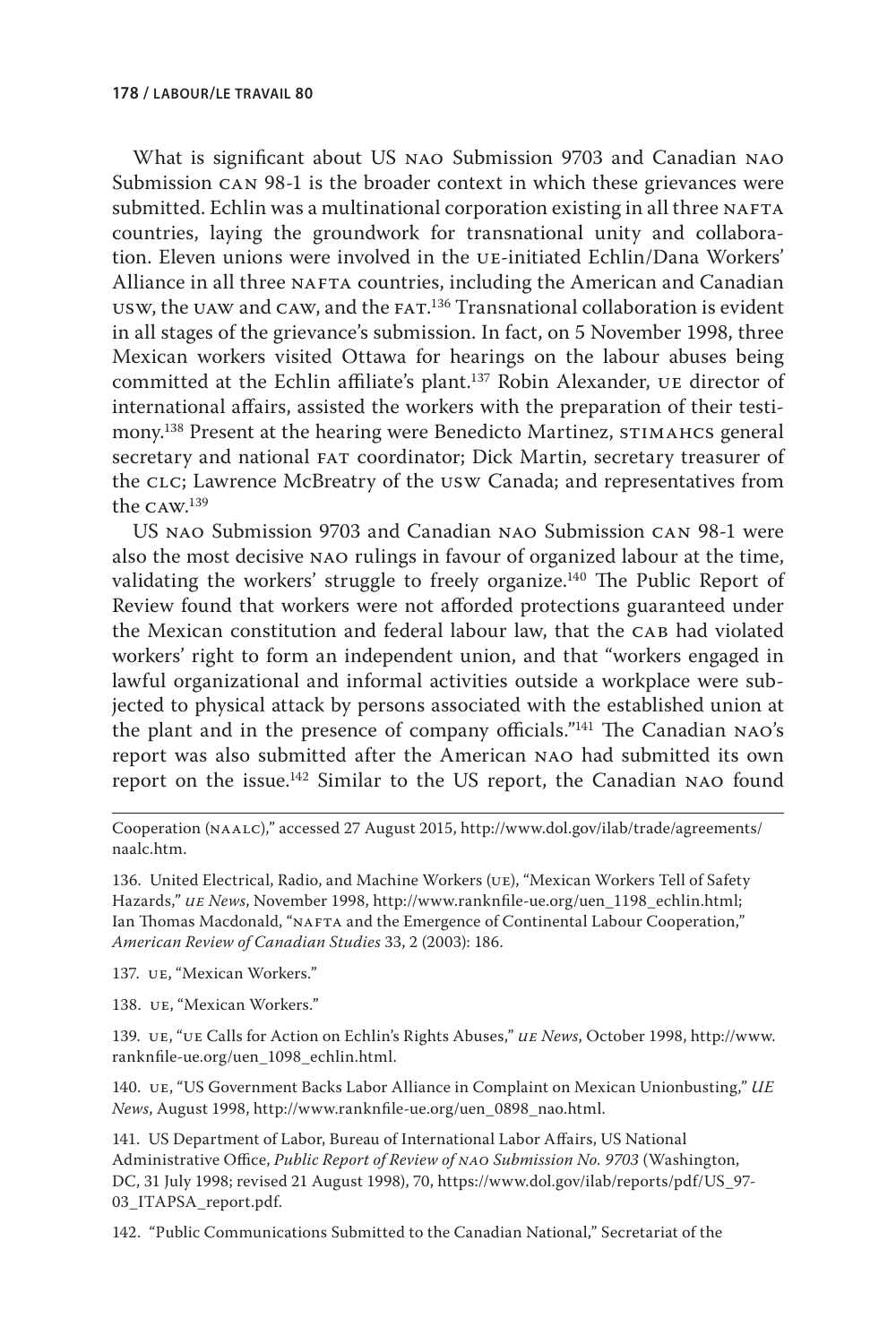What is significant about US NAO Submission 9703 and Canadian NAO Submission CAN 98-1 is the broader context in which these grievances were submitted. Echlin was a multinational corporation existing in all three NAFTA countries, laying the groundwork for transnational unity and collaboration. Eleven unions were involved in the UE-initiated Echlin/Dana Workers' Alliance in all three NAFTA countries, including the American and Canadian USW, the UAW and CAW, and the FAT.[136] Transnational collaboration is evident in all stages of the grievance's submission. In fact, on 5 November 1998, three Mexican workers visited Ottawa for hearings on the labour abuses being committed at the Echlin affiliate's plant.[137] Robin Alexander, UE director of international affairs, assisted the workers with the preparation of their testimony.[138] Present at the hearing were Benedicto Martinez, STIMAHCS general secretary and national FAT coordinator; Dick Martin, secretary treasurer of the CLC; Lawrence McBreatry of the USW Canada; and representatives from the CAW.[139]

US NAO Submission 9703 and Canadian NAO Submission CAN 98-1 were also the most decisive NAO rulings in favour of organized labour at the time, validating the workers' struggle to freely organize.[140] The Public Report of Review found that workers were not afforded protections guaranteed under the Mexican constitution and federal labour law, that the CAB had violated workers' right to form an independent union, and that "workers engaged in lawful organizational and informal activities outside a workplace were subjected to physical attack by persons associated with the established union at the plant and in the presence of company officials."[141] The Canadian NAO's report was also submitted after the American NAO had submitted its own report on the issue.[142] Similar to the US report, the Canadian NAO found

---

Cooperation (NAALC)," accessed 27 August 2015, http://www.dol.gov/ilab/trade/agreements/naalc.htm.

136. United Electrical, Radio, and Machine Workers (UE), "Mexican Workers Tell of Safety Hazards," *UE News*, November 1998, http://www.ranknfile-ue.org/uen_1198_echlin.html; Ian Thomas Macdonald, "NAFTA and the Emergence of Continental Labour Cooperation," *American Review of Canadian Studies* 33, 2 (2003): 186.

137. UE, "Mexican Workers."

138. UE, "Mexican Workers."

139. UE, "UE Calls for Action on Echlin's Rights Abuses," *UE News*, October 1998, http://www.ranknfile-ue.org/uen_1098_echlin.html.

140. UE, "US Government Backs Labor Alliance in Complaint on Mexican Unionbusting," *UE News*, August 1998, http://www.ranknfile-ue.org/uen_0898_nao.html.

141. US Department of Labor, Bureau of International Labor Affairs, US National Administrative Office, *Public Report of Review of NAO Submission No. 9703* (Washington, DC, 31 July 1998; revised 21 August 1998), 70, https://www.dol.gov/ilab/reports/pdf/US_97-03_ITAPSA_report.pdf.

142. "Public Communications Submitted to the Canadian National," Secretariat of the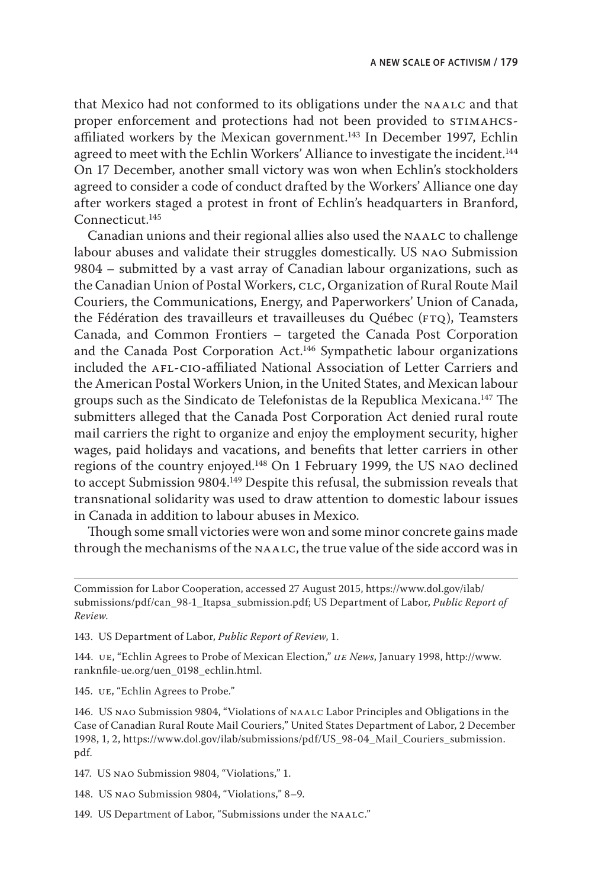that Mexico had not conformed to its obligations under the NAALC and that proper enforcement and protections had not been provided to STIMAHCS-affiliated workers by the Mexican government.[143] In December 1997, Echlin agreed to meet with the Echlin Workers' Alliance to investigate the incident.[144] On 17 December, another small victory was won when Echlin's stockholders agreed to consider a code of conduct drafted by the Workers' Alliance one day after workers staged a protest in front of Echlin's headquarters in Branford, Connecticut.[145]

Canadian unions and their regional allies also used the NAALC to challenge labour abuses and validate their struggles domestically. US NAO Submission 9804 – submitted by a vast array of Canadian labour organizations, such as the Canadian Union of Postal Workers, CLC, Organization of Rural Route Mail Couriers, the Communications, Energy, and Paperworkers' Union of Canada, the Fédération des travailleurs et travailleuses du Québec (FTQ), Teamsters Canada, and Common Frontiers – targeted the Canada Post Corporation and the Canada Post Corporation Act.[146] Sympathetic labour organizations included the AFL-CIO-affiliated National Association of Letter Carriers and the American Postal Workers Union, in the United States, and Mexican labour groups such as the Sindicato de Telefonistas de la Republica Mexicana.[147] The submitters alleged that the Canada Post Corporation Act denied rural route mail carriers the right to organize and enjoy the employment security, higher wages, paid holidays and vacations, and benefits that letter carriers in other regions of the country enjoyed.[148] On 1 February 1999, the US NAO declined to accept Submission 9804.[149] Despite this refusal, the submission reveals that transnational solidarity was used to draw attention to domestic labour issues in Canada in addition to labour abuses in Mexico.

Though some small victories were won and some minor concrete gains made through the mechanisms of the NAALC, the true value of the side accord was in

---

Commission for Labor Cooperation, accessed 27 August 2015, https://www.dol.gov/ilab/submissions/pdf/can_98-1_Itapsa_submission.pdf; US Department of Labor, *Public Report of Review.*

143. US Department of Labor, *Public Report of Review*, 1.

144. UE, "Echlin Agrees to Probe of Mexican Election," *UE News*, January 1998, http://www.ranknfile-ue.org/uen_0198_echlin.html.

145. UE, "Echlin Agrees to Probe."

146. US NAO Submission 9804, "Violations of NAALC Labor Principles and Obligations in the Case of Canadian Rural Route Mail Couriers," United States Department of Labor, 2 December 1998, 1, 2, https://www.dol.gov/ilab/submissions/pdf/US_98-04_Mail_Couriers_submission.pdf.

147. US NAO Submission 9804, "Violations," 1.

148. US NAO Submission 9804, "Violations," 8–9.

149. US Department of Labor, "Submissions under the NAALC."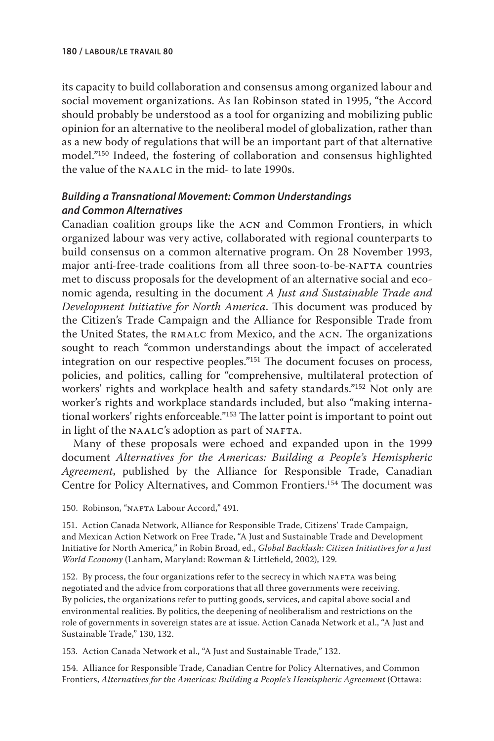its capacity to build collaboration and consensus among organized labour and social movement organizations. As Ian Robinson stated in 1995, "the Accord should probably be understood as a tool for organizing and mobilizing public opinion for an alternative to the neoliberal model of globalization, rather than as a new body of regulations that will be an important part of that alternative model."[150] Indeed, the fostering of collaboration and consensus highlighted the value of the NAALC in the mid- to late 1990s.

### *Building a Transnational Movement: Common Understandings and Common Alternatives*

Canadian coalition groups like the ACN and Common Frontiers, in which organized labour was very active, collaborated with regional counterparts to build consensus on a common alternative program. On 28 November 1993, major anti-free-trade coalitions from all three soon-to-be-NAFTA countries met to discuss proposals for the development of an alternative social and economic agenda, resulting in the document *A Just and Sustainable Trade and Development Initiative for North America*. This document was produced by the Citizen's Trade Campaign and the Alliance for Responsible Trade from the United States, the RMALC from Mexico, and the ACN. The organizations sought to reach "common understandings about the impact of accelerated integration on our respective peoples."[151] The document focuses on process, policies, and politics, calling for "comprehensive, multilateral protection of workers' rights and workplace health and safety standards."[152] Not only are worker's rights and workplace standards included, but also "making international workers' rights enforceable."[153] The latter point is important to point out in light of the NAALC's adoption as part of NAFTA.

Many of these proposals were echoed and expanded upon in the 1999 document *Alternatives for the Americas: Building a People's Hemispheric Agreement*, published by the Alliance for Responsible Trade, Canadian Centre for Policy Alternatives, and Common Frontiers.[154] The document was

150. Robinson, "NAFTA Labour Accord," 491.

151. Action Canada Network, Alliance for Responsible Trade, Citizens' Trade Campaign, and Mexican Action Network on Free Trade, "A Just and Sustainable Trade and Development Initiative for North America," in Robin Broad, ed., *Global Backlash: Citizen Initiatives for a Just World Economy* (Lanham, Maryland: Rowman & Littlefield, 2002), 129.

152. By process, the four organizations refer to the secrecy in which NAFTA was being negotiated and the advice from corporations that all three governments were receiving. By policies, the organizations refer to putting goods, services, and capital above social and environmental realities. By politics, the deepening of neoliberalism and restrictions on the role of governments in sovereign states are at issue. Action Canada Network et al., "A Just and Sustainable Trade," 130, 132.

153. Action Canada Network et al., "A Just and Sustainable Trade," 132.

154. Alliance for Responsible Trade, Canadian Centre for Policy Alternatives, and Common Frontiers, *Alternatives for the Americas: Building a People's Hemispheric Agreement* (Ottawa: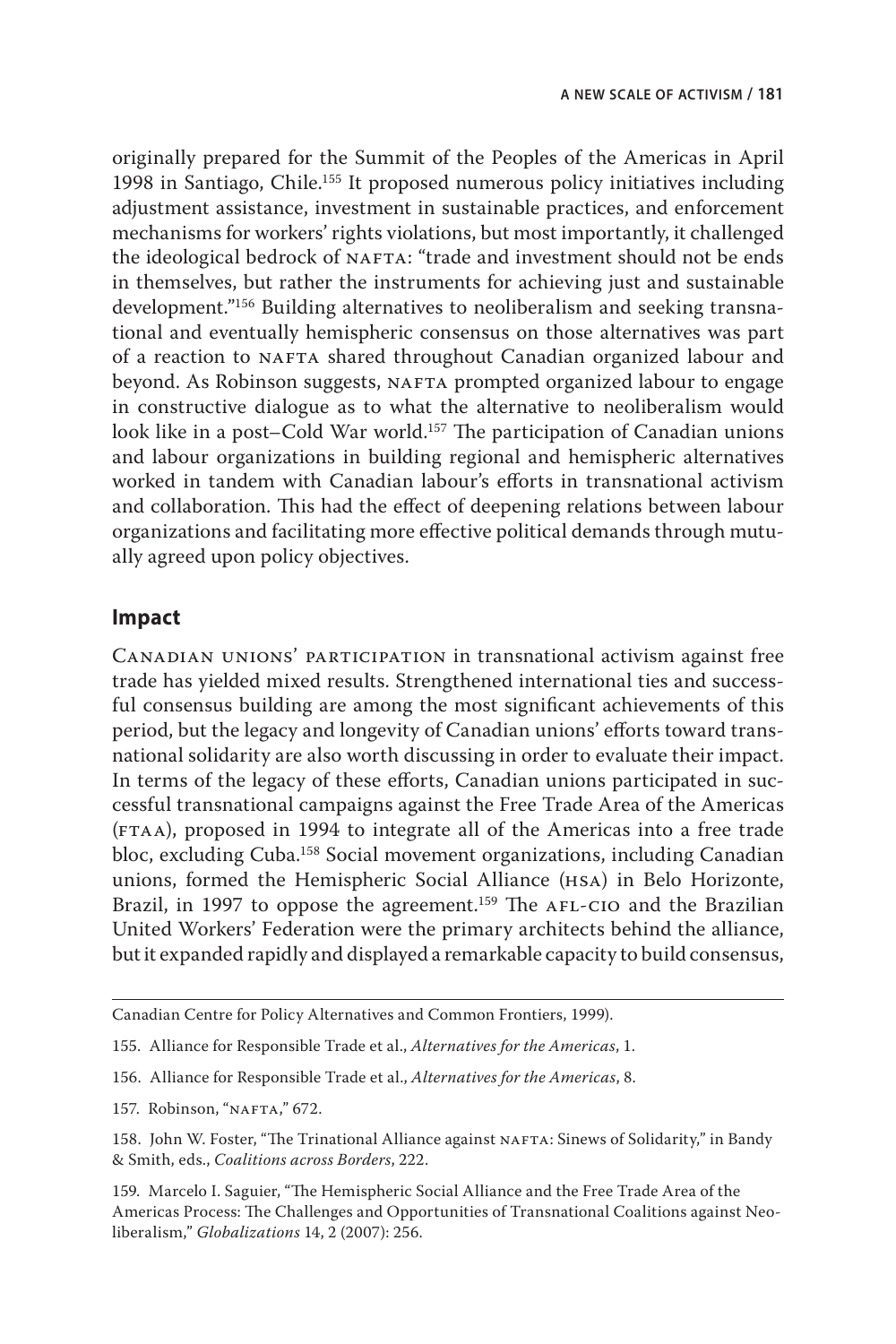originally prepared for the Summit of the Peoples of the Americas in April 1998 in Santiago, Chile.[155] It proposed numerous policy initiatives including adjustment assistance, investment in sustainable practices, and enforcement mechanisms for workers' rights violations, but most importantly, it challenged the ideological bedrock of NAFTA: "trade and investment should not be ends in themselves, but rather the instruments for achieving just and sustainable development."[156] Building alternatives to neoliberalism and seeking transnational and eventually hemispheric consensus on those alternatives was part of a reaction to NAFTA shared throughout Canadian organized labour and beyond. As Robinson suggests, NAFTA prompted organized labour to engage in constructive dialogue as to what the alternative to neoliberalism would look like in a post–Cold War world.[157] The participation of Canadian unions and labour organizations in building regional and hemispheric alternatives worked in tandem with Canadian labour's efforts in transnational activism and collaboration. This had the effect of deepening relations between labour organizations and facilitating more effective political demands through mutually agreed upon policy objectives.

## Impact

Canadian unions' participation in transnational activism against free trade has yielded mixed results. Strengthened international ties and successful consensus building are among the most significant achievements of this period, but the legacy and longevity of Canadian unions' efforts toward transnational solidarity are also worth discussing in order to evaluate their impact. In terms of the legacy of these efforts, Canadian unions participated in successful transnational campaigns against the Free Trade Area of the Americas (FTAA), proposed in 1994 to integrate all of the Americas into a free trade bloc, excluding Cuba.[158] Social movement organizations, including Canadian unions, formed the Hemispheric Social Alliance (HSA) in Belo Horizonte, Brazil, in 1997 to oppose the agreement.[159] The AFL-CIO and the Brazilian United Workers' Federation were the primary architects behind the alliance, but it expanded rapidly and displayed a remarkable capacity to build consensus,

---

Canadian Centre for Policy Alternatives and Common Frontiers, 1999).

155. Alliance for Responsible Trade et al., *Alternatives for the Americas*, 1.

156. Alliance for Responsible Trade et al., *Alternatives for the Americas*, 8.

157. Robinson, "NAFTA," 672.

158. John W. Foster, "The Trinational Alliance against NAFTA: Sinews of Solidarity," in Bandy & Smith, eds., *Coalitions across Borders*, 222.

159. Marcelo I. Saguier, "The Hemispheric Social Alliance and the Free Trade Area of the Americas Process: The Challenges and Opportunities of Transnational Coalitions against Neoliberalism," *Globalizations* 14, 2 (2007): 256.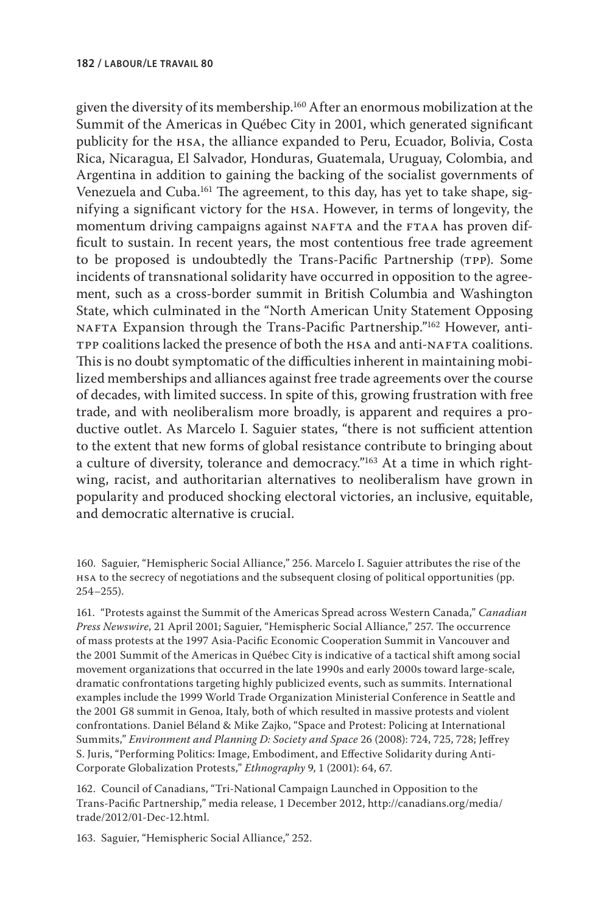given the diversity of its membership.[160] After an enormous mobilization at the Summit of the Americas in Québec City in 2001, which generated significant publicity for the HSA, the alliance expanded to Peru, Ecuador, Bolivia, Costa Rica, Nicaragua, El Salvador, Honduras, Guatemala, Uruguay, Colombia, and Argentina in addition to gaining the backing of the socialist governments of Venezuela and Cuba.[161] The agreement, to this day, has yet to take shape, signifying a significant victory for the HSA. However, in terms of longevity, the momentum driving campaigns against NAFTA and the FTAA has proven difficult to sustain. In recent years, the most contentious free trade agreement to be proposed is undoubtedly the Trans-Pacific Partnership (TPP). Some incidents of transnational solidarity have occurred in opposition to the agreement, such as a cross-border summit in British Columbia and Washington State, which culminated in the "North American Unity Statement Opposing NAFTA Expansion through the Trans-Pacific Partnership."[162] However, anti-TPP coalitions lacked the presence of both the HSA and anti-NAFTA coalitions. This is no doubt symptomatic of the difficulties inherent in maintaining mobilized memberships and alliances against free trade agreements over the course of decades, with limited success. In spite of this, growing frustration with free trade, and with neoliberalism more broadly, is apparent and requires a productive outlet. As Marcelo I. Saguier states, "there is not sufficient attention to the extent that new forms of global resistance contribute to bringing about a culture of diversity, tolerance and democracy."[163] At a time in which right-wing, racist, and authoritarian alternatives to neoliberalism have grown in popularity and produced shocking electoral victories, an inclusive, equitable, and democratic alternative is crucial.

160. Saguier, "Hemispheric Social Alliance," 256. Marcelo I. Saguier attributes the rise of the HSA to the secrecy of negotiations and the subsequent closing of political opportunities (pp. 254–255).

161. "Protests against the Summit of the Americas Spread across Western Canada," *Canadian Press Newswire*, 21 April 2001; Saguier, "Hemispheric Social Alliance," 257. The occurrence of mass protests at the 1997 Asia-Pacific Economic Cooperation Summit in Vancouver and the 2001 Summit of the Americas in Québec City is indicative of a tactical shift among social movement organizations that occurred in the late 1990s and early 2000s toward large-scale, dramatic confrontations targeting highly publicized events, such as summits. International examples include the 1999 World Trade Organization Ministerial Conference in Seattle and the 2001 G8 summit in Genoa, Italy, both of which resulted in massive protests and violent confrontations. Daniel Béland & Mike Zajko, "Space and Protest: Policing at International Summits," *Environment and Planning D: Society and Space* 26 (2008): 724, 725, 728; Jeffrey S. Juris, "Performing Politics: Image, Embodiment, and Effective Solidarity during Anti-Corporate Globalization Protests," *Ethnography* 9, 1 (2001): 64, 67.

162. Council of Canadians, "Tri-National Campaign Launched in Opposition to the Trans-Pacific Partnership," media release, 1 December 2012, http://canadians.org/media/trade/2012/01-Dec-12.html.

163. Saguier, "Hemispheric Social Alliance," 252.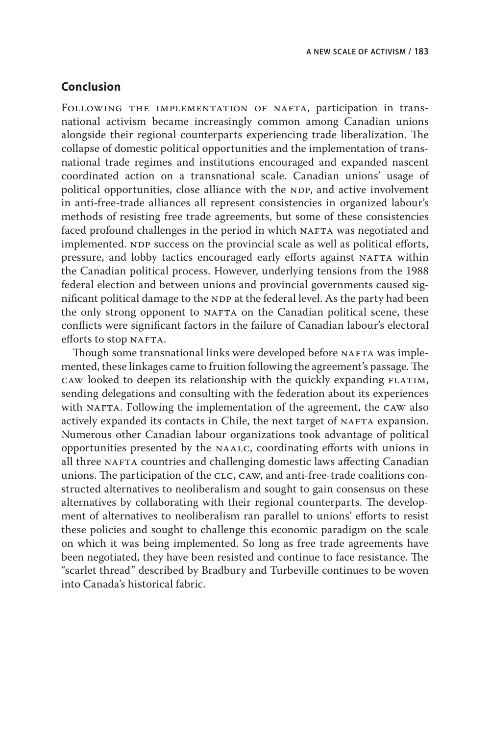## Conclusion

Following the implementation of NAFTA, participation in transnational activism became increasingly common among Canadian unions alongside their regional counterparts experiencing trade liberalization. The collapse of domestic political opportunities and the implementation of transnational trade regimes and institutions encouraged and expanded nascent coordinated action on a transnational scale. Canadian unions' usage of political opportunities, close alliance with the NDP, and active involvement in anti-free-trade alliances all represent consistencies in organized labour's methods of resisting free trade agreements, but some of these consistencies faced profound challenges in the period in which NAFTA was negotiated and implemented. NDP success on the provincial scale as well as political efforts, pressure, and lobby tactics encouraged early efforts against NAFTA within the Canadian political process. However, underlying tensions from the 1988 federal election and between unions and provincial governments caused significant political damage to the NDP at the federal level. As the party had been the only strong opponent to NAFTA on the Canadian political scene, these conflicts were significant factors in the failure of Canadian labour's electoral efforts to stop NAFTA.

Though some transnational links were developed before NAFTA was implemented, these linkages came to fruition following the agreement's passage. The CAW looked to deepen its relationship with the quickly expanding FLATIM, sending delegations and consulting with the federation about its experiences with NAFTA. Following the implementation of the agreement, the CAW also actively expanded its contacts in Chile, the next target of NAFTA expansion. Numerous other Canadian labour organizations took advantage of political opportunities presented by the NAALC, coordinating efforts with unions in all three NAFTA countries and challenging domestic laws affecting Canadian unions. The participation of the CLC, CAW, and anti-free-trade coalitions constructed alternatives to neoliberalism and sought to gain consensus on these alternatives by collaborating with their regional counterparts. The development of alternatives to neoliberalism ran parallel to unions' efforts to resist these policies and sought to challenge this economic paradigm on the scale on which it was being implemented. So long as free trade agreements have been negotiated, they have been resisted and continue to face resistance. The "scarlet thread" described by Bradbury and Turbeville continues to be woven into Canada's historical fabric.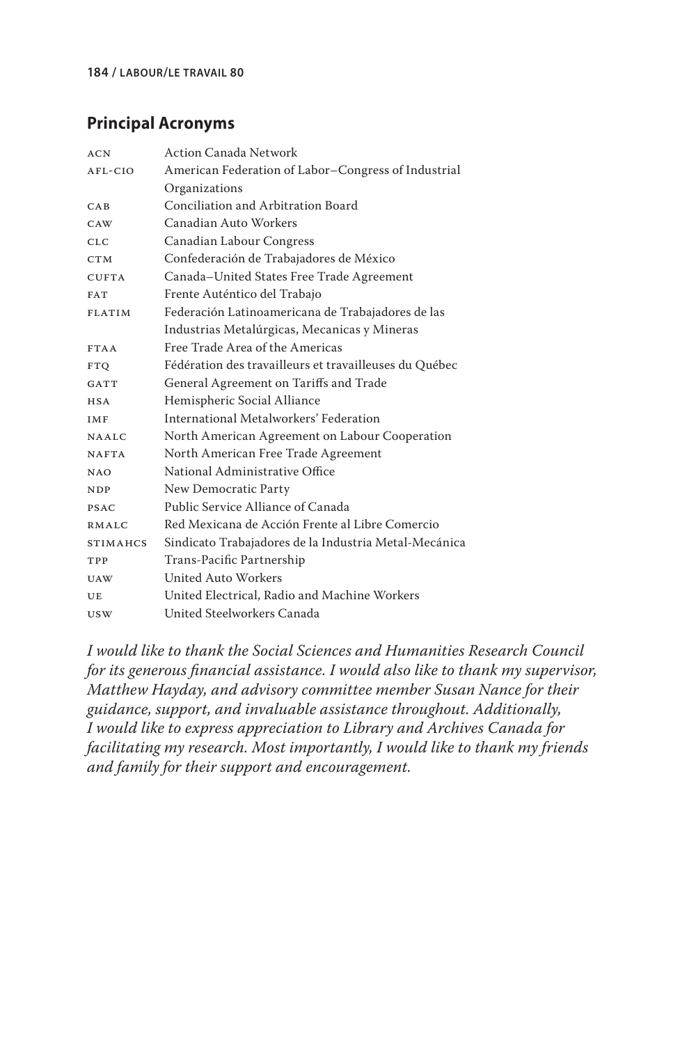## Principal Acronyms

| | |
|---|---|
| ACN | Action Canada Network |
| AFL-CIO | American Federation of Labor–Congress of Industrial Organizations |
| CAB | Conciliation and Arbitration Board |
| CAW | Canadian Auto Workers |
| CLC | Canadian Labour Congress |
| CTM | Confederación de Trabajadores de México |
| CUFTA | Canada–United States Free Trade Agreement |
| FAT | Frente Auténtico del Trabajo |
| FLATIM | Federación Latinoamericana de Trabajadores de las Industrias Metalúrgicas, Mecanicas y Mineras |
| FTAA | Free Trade Area of the Americas |
| FTQ | Fédération des travailleurs et travailleuses du Québec |
| GATT | General Agreement on Tariffs and Trade |
| HSA | Hemispheric Social Alliance |
| IMF | International Metalworkers' Federation |
| NAALC | North American Agreement on Labour Cooperation |
| NAFTA | North American Free Trade Agreement |
| NAO | National Administrative Office |
| NDP | New Democratic Party |
| PSAC | Public Service Alliance of Canada |
| RMALC | Red Mexicana de Acción Frente al Libre Comercio |
| STIMAHCS | Sindicato Trabajadores de la Industria Metal-Mecánica |
| TPP | Trans-Pacific Partnership |
| UAW | United Auto Workers |
| UE | United Electrical, Radio and Machine Workers |
| USW | United Steelworkers Canada |

*I would like to thank the Social Sciences and Humanities Research Council for its generous financial assistance. I would also like to thank my supervisor, Matthew Hayday, and advisory committee member Susan Nance for their guidance, support, and invaluable assistance throughout. Additionally, I would like to express appreciation to Library and Archives Canada for facilitating my research. Most importantly, I would like to thank my friends and family for their support and encouragement.*